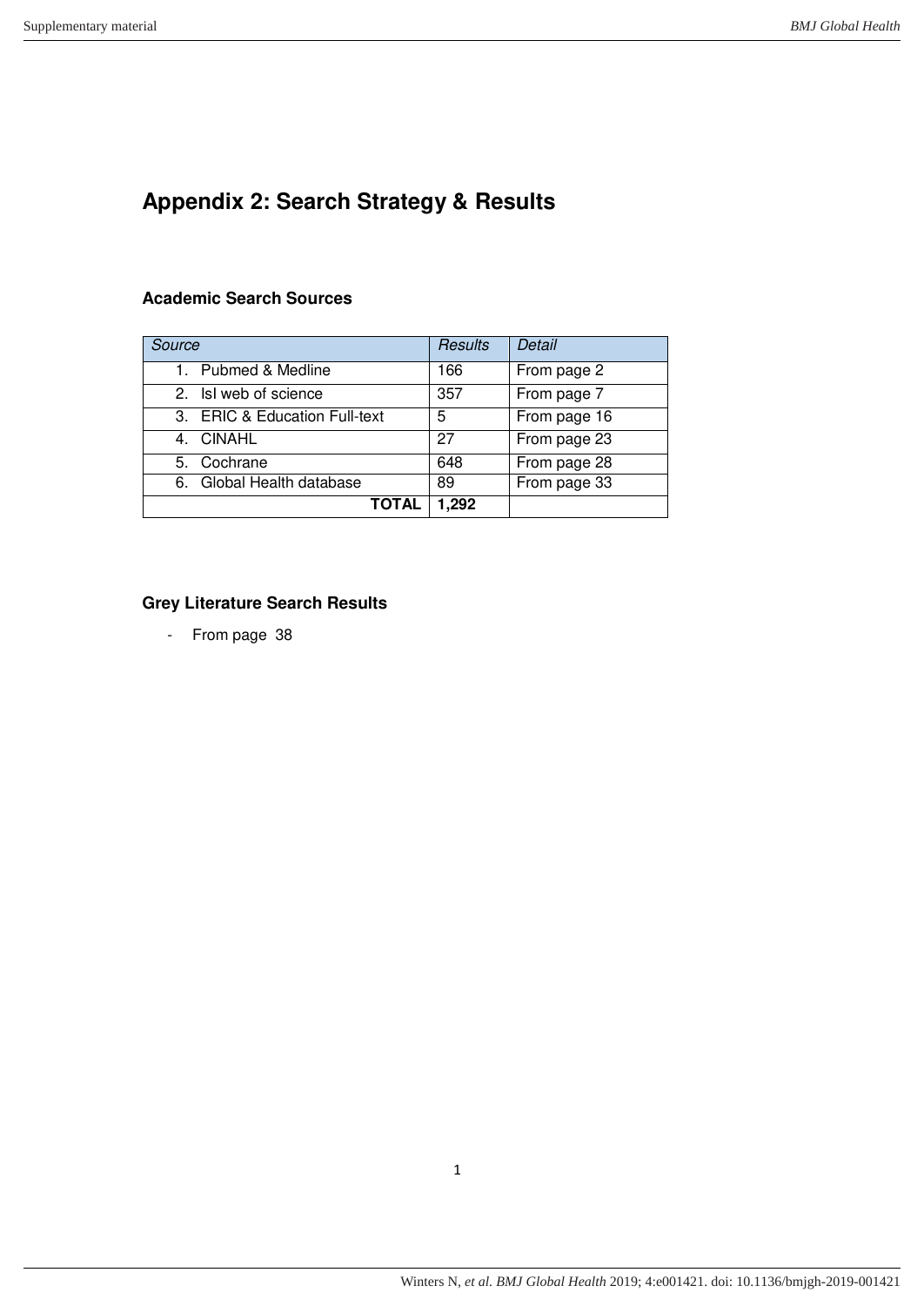# Appendix 2: Search Strategy & Results

### Academic Search Sources

| *Source* | *Results* | *Detail* |
|---|---|---|
| 1. Pubmed & Medline | 166 | From page 2 |
| 2. IsI web of science | 357 | From page 7 |
| 3. ERIC & Education Full-text | 5 | From page 16 |
| 4. CINAHL | 27 | From page 23 |
| 5. Cochrane | 648 | From page 28 |
| 6. Global Health database | 89 | From page 33 |
| **TOTAL** | **1,292** | |

### Grey Literature Search Results

- From page 38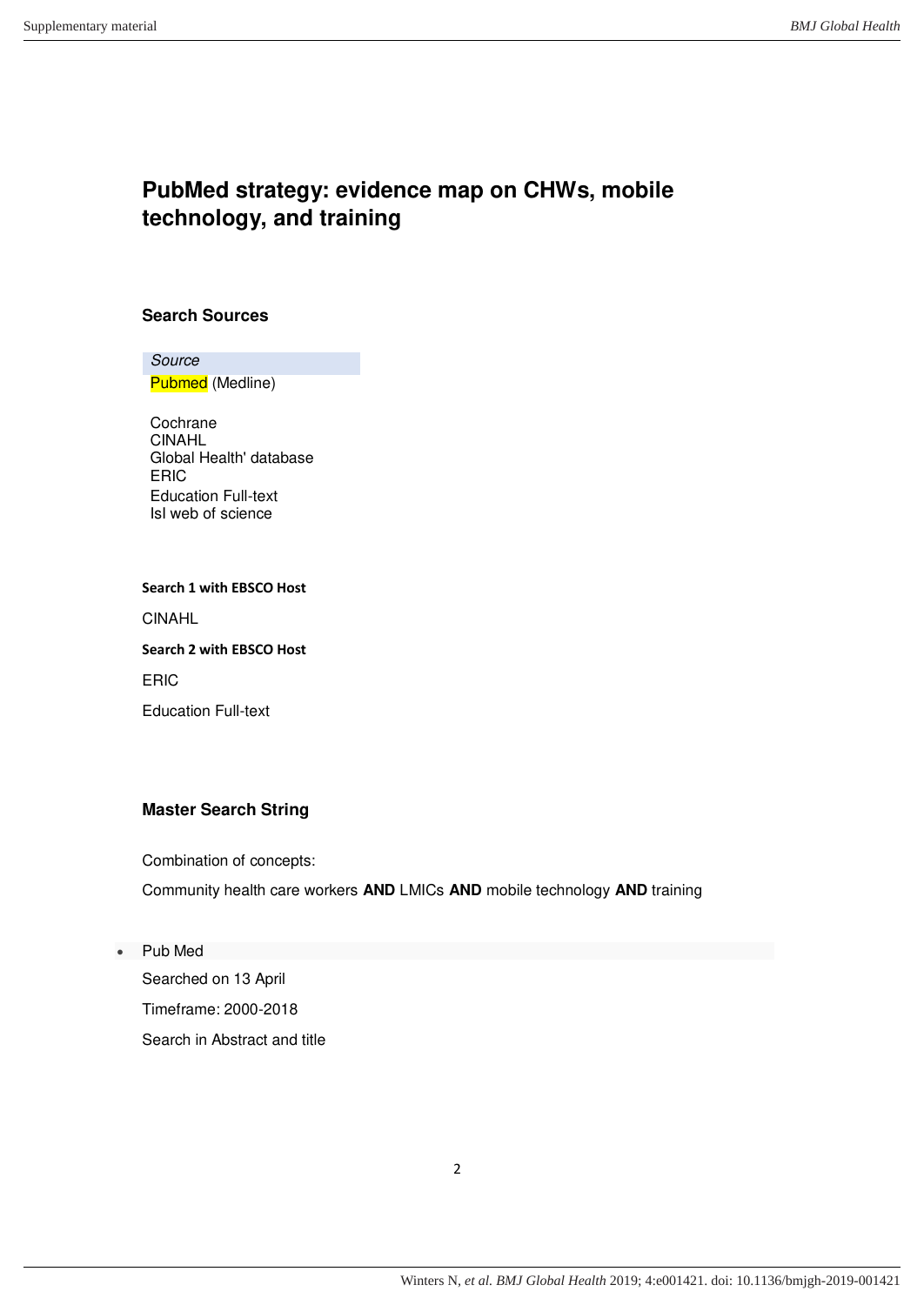# PubMed strategy: evidence map on CHWs, mobile technology, and training

## Search Sources

| *Source* |
| --- |
| Pubmed (Medline) |

Cochrane
CINAHL
Global Health' database
ERIC
Education Full-text
Isl web of science

**Search 1 with EBSCO Host**

CINAHL

**Search 2 with EBSCO Host**

ERIC

Education Full-text

## Master Search String

Combination of concepts:

Community health care workers **AND** LMICs **AND** mobile technology **AND** training

- Pub Med

  Searched on 13 April

  Timeframe: 2000-2018

  Search in Abstract and title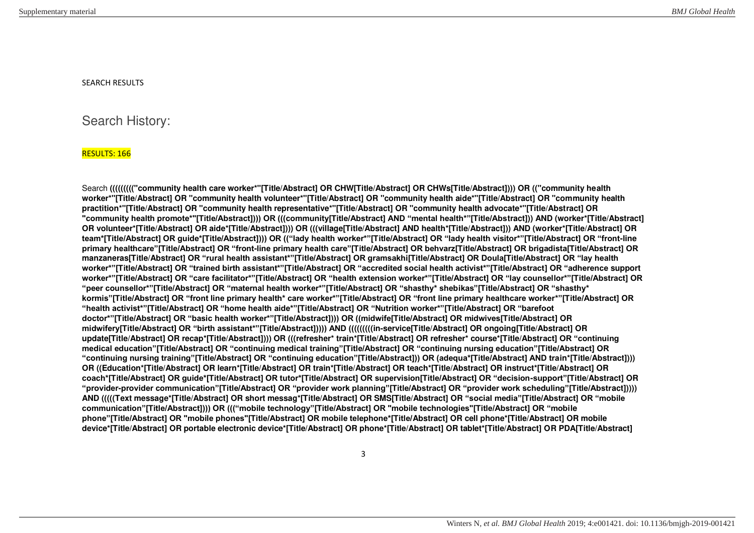SEARCH RESULTS

## Search History:

RESULTS: 166

Search **((((((((("community health care worker*"[Title/Abstract] OR CHW[Title/Abstract] OR CHWs[Title/Abstract]))) OR (("community health worker*"[Title/Abstract] OR "community health volunteer*"[Title/Abstract] OR "community health aide*"[Title/Abstract] OR "community health practition*"[Title/Abstract] OR "community health representative*"[Title/Abstract] OR "community health advocate*"[Title/Abstract] OR "community health promote*"[Title/Abstract]))) OR (((community[Title/Abstract] AND "mental health*"[Title/Abstract])) AND (worker*[Title/Abstract] OR volunteer*[Title/Abstract] OR aide*[Title/Abstract]))) OR (((village[Title/Abstract] AND health*[Title/Abstract])) AND (worker*[Title/Abstract] OR team*[Title/Abstract] OR guide*[Title/Abstract]))) OR (("lady health worker*"[Title/Abstract] OR "lady health visitor*"[Title/Abstract] OR "front-line primary healthcare"[Title/Abstract] OR "front-line primary health care"[Title/Abstract] OR behvarz[Title/Abstract] OR brigadista[Title/Abstract] OR manzaneras[Title/Abstract] OR "rural health assistant*"[Title/Abstract] OR gramsakhi[Title/Abstract] OR Doula[Title/Abstract] OR "lay health worker*"[Title/Abstract] OR "trained birth assistant*"[Title/Abstract] OR "accredited social health activist*"[Title/Abstract] OR "adherence support worker*"[Title/Abstract] OR "care facilitator*"[Title/Abstract] OR "health extension worker*"[Title/Abstract] OR "lay counsellor*"[Title/Abstract] OR "peer counsellor*"[Title/Abstract] OR "maternal health worker*"[Title/Abstract] OR "shasthy* shebikas"[Title/Abstract] OR "shasthy* kormis"[Title/Abstract] OR "front line primary health* care worker*"[Title/Abstract] OR "front line primary healthcare worker*"[Title/Abstract] OR "health activist*"[Title/Abstract] OR "home health aide*"[Title/Abstract] OR "Nutrition worker*"[Title/Abstract] OR "barefoot doctor*"[Title/Abstract] OR "basic health worker*"[Title/Abstract]))) OR ((midwife[Title/Abstract] OR midwives[Title/Abstract] OR midwifery[Title/Abstract] OR "birth assistant*"[Title/Abstract])))) AND (((((((((in-service[Title/Abstract] OR ongoing[Title/Abstract] OR update[Title/Abstract] OR recap*[Title/Abstract]))) OR (((refresher* train*[Title/Abstract] OR refresher* course*[Title/Abstract] OR "continuing medical education"[Title/Abstract] OR "continuing medical training"[Title/Abstract] OR "continuing nursing education"[Title/Abstract] OR "continuing nursing training"[Title/Abstract] OR "continuing education"[Title/Abstract])) OR (adequa*[Title/Abstract] AND train*[Title/Abstract]))) OR ((Education*[Title/Abstract] OR learn*[Title/Abstract] OR train*[Title/Abstract] OR teach*[Title/Abstract] OR instruct*[Title/Abstract] OR coach*[Title/Abstract] OR guide*[Title/Abstract] OR tutor*[Title/Abstract] OR supervision[Title/Abstract] OR "decision-support"[Title/Abstract] OR "provider-provider communication"[Title/Abstract] OR "provider work planning"[Title/Abstract] OR "provider work scheduling"[Title/Abstract])))) AND (((((Text message*[Title/Abstract] OR short messag*[Title/Abstract] OR SMS[Title/Abstract] OR "social media"[Title/Abstract] OR "mobile communication"[Title/Abstract]))) OR ((("mobile technology"[Title/Abstract] OR "mobile technologies"[Title/Abstract] OR "mobile phone"[Title/Abstract] OR "mobile phones"[Title/Abstract] OR mobile telephone*[Title/Abstract] OR cell phone*[Title/Abstract] OR mobile device*[Title/Abstract] OR portable electronic device*[Title/Abstract] OR phone*[Title/Abstract] OR tablet*[Title/Abstract] OR PDA[Title/Abstract]**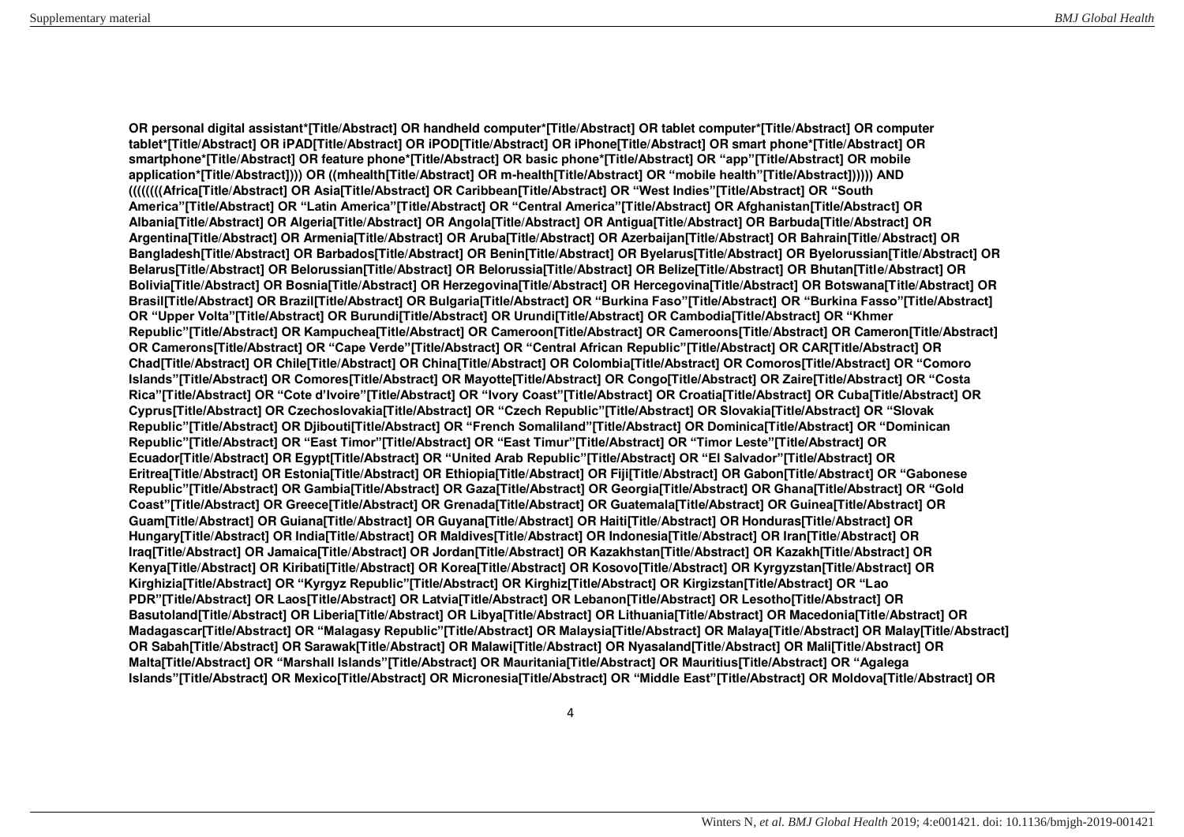**OR personal digital assistant*[Title/Abstract] OR handheld computer*[Title/Abstract] OR tablet computer*[Title/Abstract] OR computer tablet*[Title/Abstract] OR iPAD[Title/Abstract] OR iPOD[Title/Abstract] OR iPhone[Title/Abstract] OR smart phone*[Title/Abstract] OR smartphone*[Title/Abstract] OR feature phone*[Title/Abstract] OR basic phone*[Title/Abstract] OR “app”[Title/Abstract] OR mobile application*[Title/Abstract]))) OR ((mhealth[Title/Abstract] OR m-health[Title/Abstract] OR “mobile health”[Title/Abstract]))))) AND (((((((Africa[Title/Abstract] OR Asia[Title/Abstract] OR Caribbean[Title/Abstract] OR “West Indies”[Title/Abstract] OR “South America”[Title/Abstract] OR “Latin America”[Title/Abstract] OR “Central America”[Title/Abstract] OR Afghanistan[Title/Abstract] OR Albania[Title/Abstract] OR Algeria[Title/Abstract] OR Angola[Title/Abstract] OR Antigua[Title/Abstract] OR Barbuda[Title/Abstract] OR Argentina[Title/Abstract] OR Armenia[Title/Abstract] OR Aruba[Title/Abstract] OR Azerbaijan[Title/Abstract] OR Bahrain[Title/Abstract] OR Bangladesh[Title/Abstract] OR Barbados[Title/Abstract] OR Benin[Title/Abstract] OR Byelarus[Title/Abstract] OR Byelorussian[Title/Abstract] OR Belarus[Title/Abstract] OR Belorussian[Title/Abstract] OR Belorussia[Title/Abstract] OR Belize[Title/Abstract] OR Bhutan[Title/Abstract] OR Bolivia[Title/Abstract] OR Bosnia[Title/Abstract] OR Herzegovina[Title/Abstract] OR Hercegovina[Title/Abstract] OR Botswana[Title/Abstract] OR Brasil[Title/Abstract] OR Brazil[Title/Abstract] OR Bulgaria[Title/Abstract] OR “Burkina Faso”[Title/Abstract] OR “Burkina Fasso”[Title/Abstract] OR “Upper Volta”[Title/Abstract] OR Burundi[Title/Abstract] OR Urundi[Title/Abstract] OR Cambodia[Title/Abstract] OR “Khmer Republic”[Title/Abstract] OR Kampuchea[Title/Abstract] OR Cameroon[Title/Abstract] OR Cameroons[Title/Abstract] OR Cameron[Title/Abstract] OR Camerons[Title/Abstract] OR “Cape Verde”[Title/Abstract] OR “Central African Republic”[Title/Abstract] OR CAR[Title/Abstract] OR Chad[Title/Abstract] OR Chile[Title/Abstract] OR China[Title/Abstract] OR Colombia[Title/Abstract] OR Comoros[Title/Abstract] OR “Comoro Islands”[Title/Abstract] OR Comores[Title/Abstract] OR Mayotte[Title/Abstract] OR Congo[Title/Abstract] OR Zaire[Title/Abstract] OR “Costa Rica”[Title/Abstract] OR “Cote d’Ivoire”[Title/Abstract] OR “Ivory Coast”[Title/Abstract] OR Croatia[Title/Abstract] OR Cuba[Title/Abstract] OR Cyprus[Title/Abstract] OR Czechoslovakia[Title/Abstract] OR “Czech Republic”[Title/Abstract] OR Slovakia[Title/Abstract] OR “Slovak Republic”[Title/Abstract] OR Djibouti[Title/Abstract] OR “French Somaliland”[Title/Abstract] OR Dominica[Title/Abstract] OR “Dominican Republic”[Title/Abstract] OR “East Timor”[Title/Abstract] OR “East Timur”[Title/Abstract] OR “Timor Leste”[Title/Abstract] OR Ecuador[Title/Abstract] OR Egypt[Title/Abstract] OR “United Arab Republic”[Title/Abstract] OR “El Salvador”[Title/Abstract] OR Eritrea[Title/Abstract] OR Estonia[Title/Abstract] OR Ethiopia[Title/Abstract] OR Fiji[Title/Abstract] OR Gabon[Title/Abstract] OR “Gabonese Republic”[Title/Abstract] OR Gambia[Title/Abstract] OR Gaza[Title/Abstract] OR Georgia[Title/Abstract] OR Ghana[Title/Abstract] OR “Gold Coast”[Title/Abstract] OR Greece[Title/Abstract] OR Grenada[Title/Abstract] OR Guatemala[Title/Abstract] OR Guinea[Title/Abstract] OR Guam[Title/Abstract] OR Guiana[Title/Abstract] OR Guyana[Title/Abstract] OR Haiti[Title/Abstract] OR Honduras[Title/Abstract] OR Hungary[Title/Abstract] OR India[Title/Abstract] OR Maldives[Title/Abstract] OR Indonesia[Title/Abstract] OR Iran[Title/Abstract] OR Iraq[Title/Abstract] OR Jamaica[Title/Abstract] OR Jordan[Title/Abstract] OR Kazakhstan[Title/Abstract] OR Kazakh[Title/Abstract] OR Kenya[Title/Abstract] OR Kiribati[Title/Abstract] OR Korea[Title/Abstract] OR Kosovo[Title/Abstract] OR Kyrgyzstan[Title/Abstract] OR Kirghizia[Title/Abstract] OR “Kyrgyz Republic”[Title/Abstract] OR Kirghiz[Title/Abstract] OR Kirgizstan[Title/Abstract] OR “Lao PDR”[Title/Abstract] OR Laos[Title/Abstract] OR Latvia[Title/Abstract] OR Lebanon[Title/Abstract] OR Lesotho[Title/Abstract] OR Basutoland[Title/Abstract] OR Liberia[Title/Abstract] OR Libya[Title/Abstract] OR Lithuania[Title/Abstract] OR Macedonia[Title/Abstract] OR Madagascar[Title/Abstract] OR “Malagasy Republic”[Title/Abstract] OR Malaysia[Title/Abstract] OR Malaya[Title/Abstract] OR Malay[Title/Abstract] OR Sabah[Title/Abstract] OR Sarawak[Title/Abstract] OR Malawi[Title/Abstract] OR Nyasaland[Title/Abstract] OR Mali[Title/Abstract] OR Malta[Title/Abstract] OR “Marshall Islands”[Title/Abstract] OR Mauritania[Title/Abstract] OR Mauritius[Title/Abstract] OR “Agalega Islands”[Title/Abstract] OR Mexico[Title/Abstract] OR Micronesia[Title/Abstract] OR “Middle East”[Title/Abstract] OR Moldova[Title/Abstract] OR**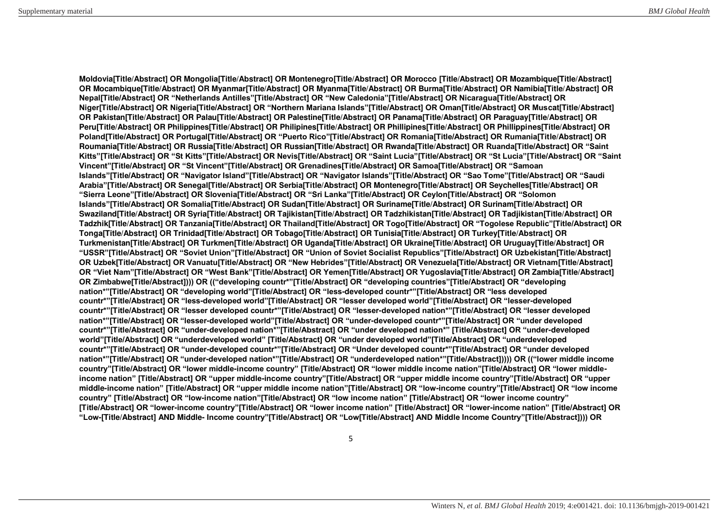**Moldovia[Title/Abstract] OR Mongolia[Title/Abstract] OR Montenegro[Title/Abstract] OR Morocco [Title/Abstract] OR Mozambique[Title/Abstract] OR Mocambique[Title/Abstract] OR Myanmar[Title/Abstract] OR Myanma[Title/Abstract] OR Burma[Title/Abstract] OR Namibia[Title/Abstract] OR Nepal[Title/Abstract] OR "Netherlands Antilles"[Title/Abstract] OR "New Caledonia"[Title/Abstract] OR Nicaragua[Title/Abstract] OR Niger[Title/Abstract] OR Nigeria[Title/Abstract] OR "Northern Mariana Islands"[Title/Abstract] OR Oman[Title/Abstract] OR Muscat[Title/Abstract] OR Pakistan[Title/Abstract] OR Palau[Title/Abstract] OR Palestine[Title/Abstract] OR Panama[Title/Abstract] OR Paraguay[Title/Abstract] OR Peru[Title/Abstract] OR Philippines[Title/Abstract] OR Philipines[Title/Abstract] OR Phillipines[Title/Abstract] OR Phillippines[Title/Abstract] OR Poland[Title/Abstract] OR Portugal[Title/Abstract] OR "Puerto Rico"[Title/Abstract] OR Romania[Title/Abstract] OR Rumania[Title/Abstract] OR Roumania[Title/Abstract] OR Russia[Title/Abstract] OR Russian[Title/Abstract] OR Rwanda[Title/Abstract] OR Ruanda[Title/Abstract] OR "Saint Kitts"[Title/Abstract] OR "St Kitts"[Title/Abstract] OR Nevis[Title/Abstract] OR "Saint Lucia"[Title/Abstract] OR "St Lucia"[Title/Abstract] OR "Saint Vincent"[Title/Abstract] OR "St Vincent"[Title/Abstract] OR Grenadines[Title/Abstract] OR Samoa[Title/Abstract] OR "Samoan Islands"[Title/Abstract] OR "Navigator Island"[Title/Abstract] OR "Navigator Islands"[Title/Abstract] OR "Sao Tome"[Title/Abstract] OR "Saudi Arabia"[Title/Abstract] OR Senegal[Title/Abstract] OR Serbia[Title/Abstract] OR Montenegro[Title/Abstract] OR Seychelles[Title/Abstract] OR "Sierra Leone"[Title/Abstract] OR Slovenia[Title/Abstract] OR "Sri Lanka"[Title/Abstract] OR Ceylon[Title/Abstract] OR "Solomon Islands"[Title/Abstract] OR Somalia[Title/Abstract] OR Sudan[Title/Abstract] OR Suriname[Title/Abstract] OR Surinam[Title/Abstract] OR Swaziland[Title/Abstract] OR Syria[Title/Abstract] OR Tajikistan[Title/Abstract] OR Tadzhikistan[Title/Abstract] OR Tadjikistan[Title/Abstract] OR Tadzhik[Title/Abstract] OR Tanzania[Title/Abstract] OR Thailand[Title/Abstract] OR Togo[Title/Abstract] OR "Togolese Republic"[Title/Abstract] OR Tonga[Title/Abstract] OR Trinidad[Title/Abstract] OR Tobago[Title/Abstract] OR Tunisia[Title/Abstract] OR Turkey[Title/Abstract] OR Turkmenistan[Title/Abstract] OR Turkmen[Title/Abstract] OR Uganda[Title/Abstract] OR Ukraine[Title/Abstract] OR Uruguay[Title/Abstract] OR "USSR"[Title/Abstract] OR "Soviet Union"[Title/Abstract] OR "Union of Soviet Socialist Republics"[Title/Abstract] OR Uzbekistan[Title/Abstract] OR Uzbek[Title/Abstract] OR Vanuatu[Title/Abstract] OR "New Hebrides"[Title/Abstract] OR Venezuela[Title/Abstract] OR Vietnam[Title/Abstract] OR "Viet Nam"[Title/Abstract] OR "West Bank"[Title/Abstract] OR Yemen[Title/Abstract] OR Yugoslavia[Title/Abstract] OR Zambia[Title/Abstract] OR Zimbabwe[Title/Abstract]))) OR (("developing countr*"[Title/Abstract] OR "developing countries"[Title/Abstract] OR "developing nation*"[Title/Abstract] OR "developing world"[Title/Abstract] OR "less-developed countr*"[Title/Abstract] OR "less developed countr*"[Title/Abstract] OR "less-developed world"[Title/Abstract] OR "lesser developed world"[Title/Abstract] OR "lesser-developed countr*"[Title/Abstract] OR "lesser developed countr*"[Title/Abstract] OR "lesser-developed nation*"[Title/Abstract] OR "lesser developed nation*"[Title/Abstract] OR "lesser-developed world"[Title/Abstract] OR "under-developed countr*"[Title/Abstract] OR "under developed countr*"[Title/Abstract] OR "under-developed nation*"[Title/Abstract] OR "under developed nation*" [Title/Abstract] OR "under-developed world"[Title/Abstract] OR "underdeveloped world" [Title/Abstract] OR "under developed world"[Title/Abstract] OR "underdeveloped countr*"[Title/Abstract] OR "under-developed countr*"[Title/Abstract] OR "Under developed countr*"[Title/Abstract] OR "under developed nation*"[Title/Abstract] OR "under-developed nation*"[Title/Abstract] OR "underdeveloped nation*"[Title/Abstract]))) OR (("lower middle income country"[Title/Abstract] OR "lower middle-income country" [Title/Abstract] OR "lower middle income nation"[Title/Abstract] OR "lower middle-income nation" [Title/Abstract] OR "upper middle-income country"[Title/Abstract] OR "upper middle income country"[Title/Abstract] OR "upper middle-income nation" [Title/Abstract] OR "upper middle income nation"[Title/Abstract] OR "low-income country"[Title/Abstract] OR "low income country" [Title/Abstract] OR "low-income nation"[Title/Abstract] OR "low income nation" [Title/Abstract] OR "lower income country" [Title/Abstract] OR "lower-income country"[Title/Abstract] OR "lower income nation" [Title/Abstract] OR "lower-income nation" [Title/Abstract] OR "Low-[Title/Abstract] AND Middle- Income country"[Title/Abstract] OR "Low[Title/Abstract] AND Middle Income Country"[Title/Abstract]))) OR**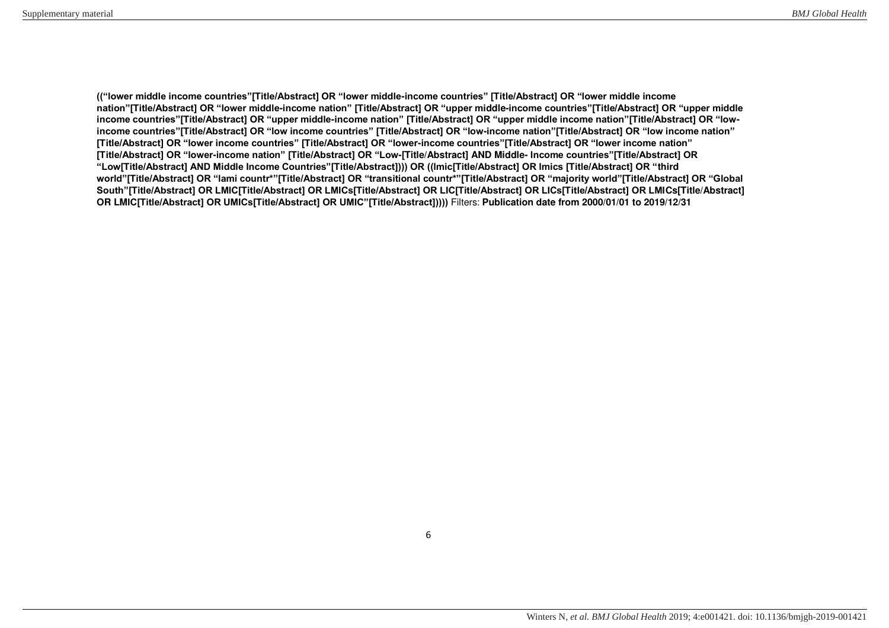**((“lower middle income countries”[Title/Abstract] OR “lower middle-income countries” [Title/Abstract] OR “lower middle income nation”[Title/Abstract] OR “lower middle-income nation” [Title/Abstract] OR “upper middle-income countries”[Title/Abstract] OR “upper middle income countries”[Title/Abstract] OR “upper middle-income nation” [Title/Abstract] OR “upper middle income nation”[Title/Abstract] OR “low-income countries”[Title/Abstract] OR “low income countries” [Title/Abstract] OR “low-income nation”[Title/Abstract] OR “low income nation” [Title/Abstract] OR “lower income countries” [Title/Abstract] OR “lower-income countries”[Title/Abstract] OR “lower income nation” [Title/Abstract] OR “lower-income nation” [Title/Abstract] OR “Low-[Title/Abstract] AND Middle- Income countries”[Title/Abstract] OR “Low[Title/Abstract] AND Middle Income Countries”[Title/Abstract]))) OR ((lmic[Title/Abstract] OR lmics [Title/Abstract] OR “third world”[Title/Abstract] OR “lami countr*”[Title/Abstract] OR “transitional countr*”[Title/Abstract] OR “majority world”[Title/Abstract] OR “Global South”[Title/Abstract] OR LMIC[Title/Abstract] OR LMICs[Title/Abstract] OR LIC[Title/Abstract] OR LICs[Title/Abstract] OR LMICs[Title/Abstract] OR LMIC[Title/Abstract] OR UMICs[Title/Abstract] OR UMIC”[Title/Abstract]))))** Filters: **Publication date from 2000/01/01 to 2019/12/31**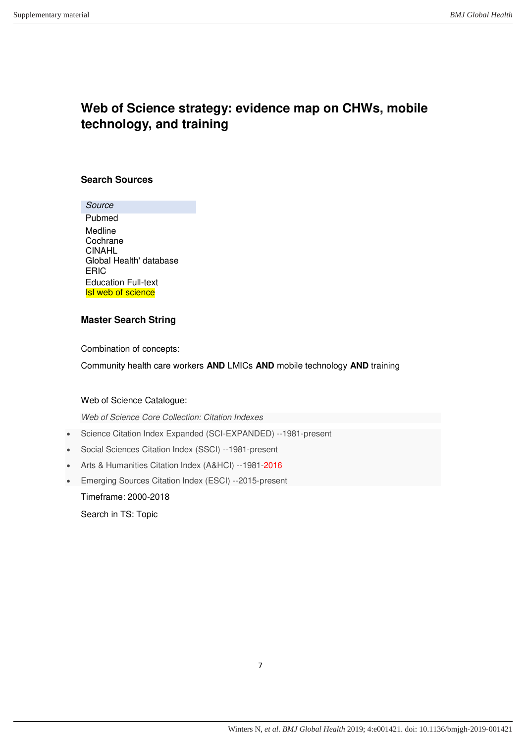# Web of Science strategy: evidence map on CHWs, mobile technology, and training

## Search Sources

| *Source* |
|---|
| Pubmed |
| Medline |
| Cochrane |
| CINAHL |
| Global Health' database |
| ERIC |
| Education Full-text |
| Isl web of science |

## Master Search String

Combination of concepts:

Community health care workers **AND** LMICs **AND** mobile technology **AND** training

Web of Science Catalogue:

*Web of Science Core Collection: Citation Indexes*

- Science Citation Index Expanded (SCI-EXPANDED) --1981-present
- Social Sciences Citation Index (SSCI) --1981-present
- Arts & Humanities Citation Index (A&HCI) --1981-2016
- Emerging Sources Citation Index (ESCI) --2015-present

Timeframe: 2000-2018

Search in TS: Topic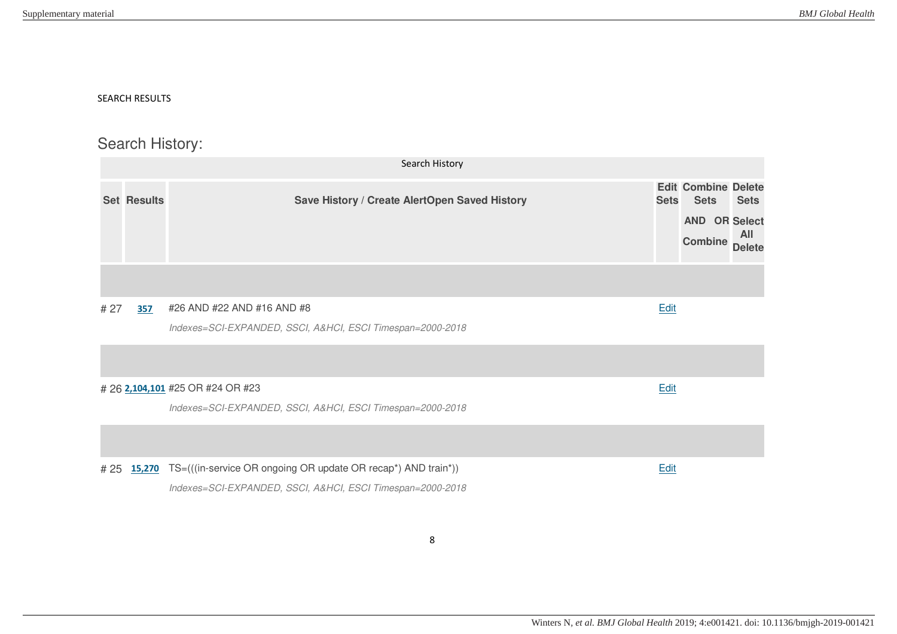SEARCH RESULTS

## Search History:

| Set | Results | Save History / Create AlertOpen Saved History | Edit Sets | Combine Sets AND OR Combine | Delete Sets Select All Delete |
|---|---|---|---|---|---|
| # 27 | 357 | #26 AND #22 AND #16 AND #8<br>*Indexes=SCI-EXPANDED, SSCI, A&HCI, ESCI Timespan=2000-2018* | Edit | | |
| # 26 | 2,104,101 | #25 OR #24 OR #23<br>*Indexes=SCI-EXPANDED, SSCI, A&HCI, ESCI Timespan=2000-2018* | Edit | | |
| # 25 | 15,270 | TS=(((in-service OR ongoing OR update OR recap*) AND train*))<br>*Indexes=SCI-EXPANDED, SSCI, A&HCI, ESCI Timespan=2000-2018* | Edit | | |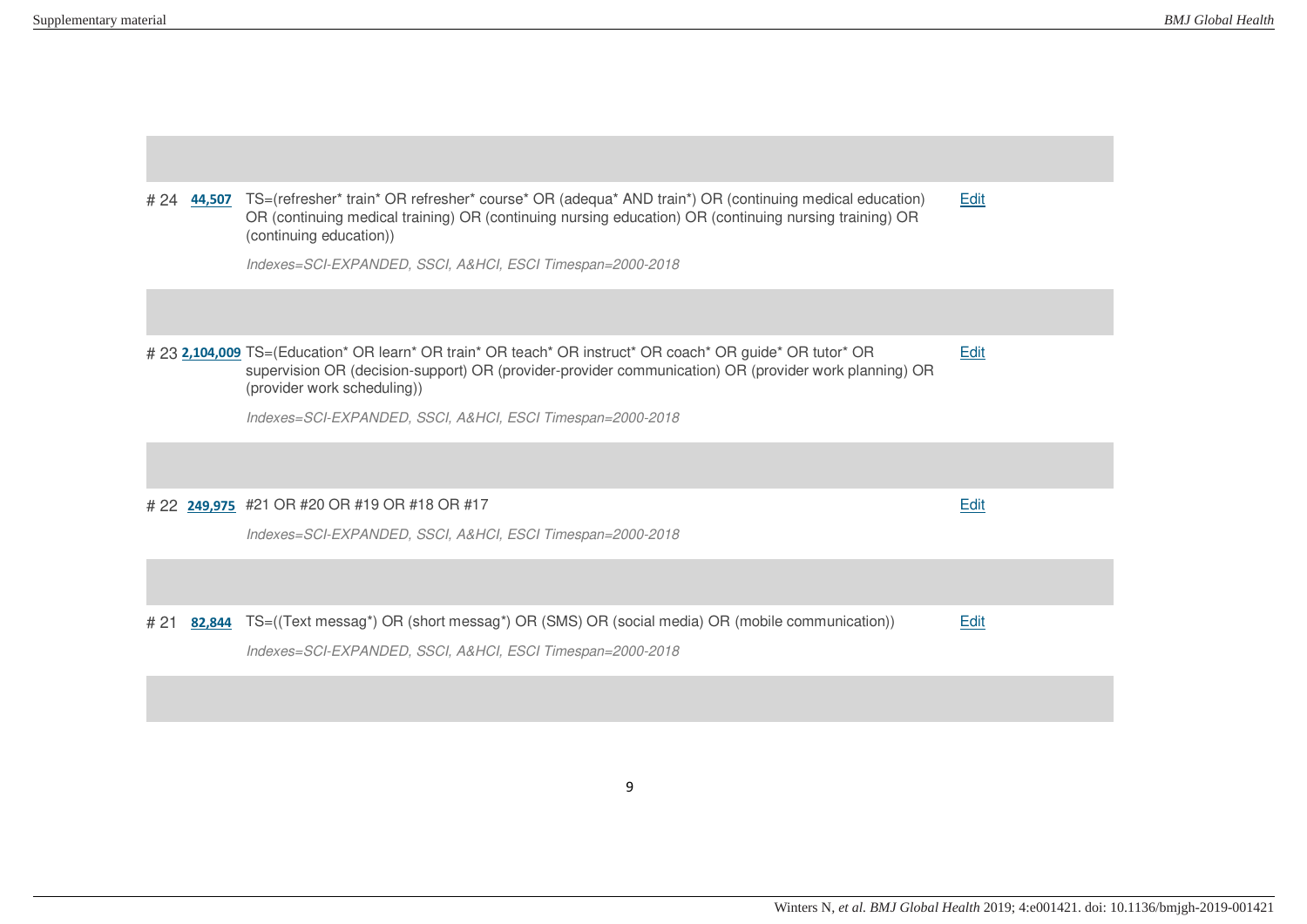| # | Results | Query | |
|---|---|---|---|
| # 24 | 44,507 | TS=(refresher* train* OR refresher* course* OR (adequa* AND train*) OR (continuing medical education) OR (continuing medical training) OR (continuing nursing education) OR (continuing nursing training) OR (continuing education))<br>*Indexes=SCI-EXPANDED, SSCI, A&HCI, ESCI Timespan=2000-2018* | Edit |
| # 23 | 2,104,009 | TS=(Education* OR learn* OR train* OR teach* OR instruct* OR coach* OR guide* OR tutor* OR supervision OR (decision-support) OR (provider-provider communication) OR (provider work planning) OR (provider work scheduling))<br>*Indexes=SCI-EXPANDED, SSCI, A&HCI, ESCI Timespan=2000-2018* | Edit |
| # 22 | 249,975 | #21 OR #20 OR #19 OR #18 OR #17<br>*Indexes=SCI-EXPANDED, SSCI, A&HCI, ESCI Timespan=2000-2018* | Edit |
| # 21 | 82,844 | TS=((Text messag*) OR (short messag*) OR (SMS) OR (social media) OR (mobile communication))<br>*Indexes=SCI-EXPANDED, SSCI, A&HCI, ESCI Timespan=2000-2018* | Edit |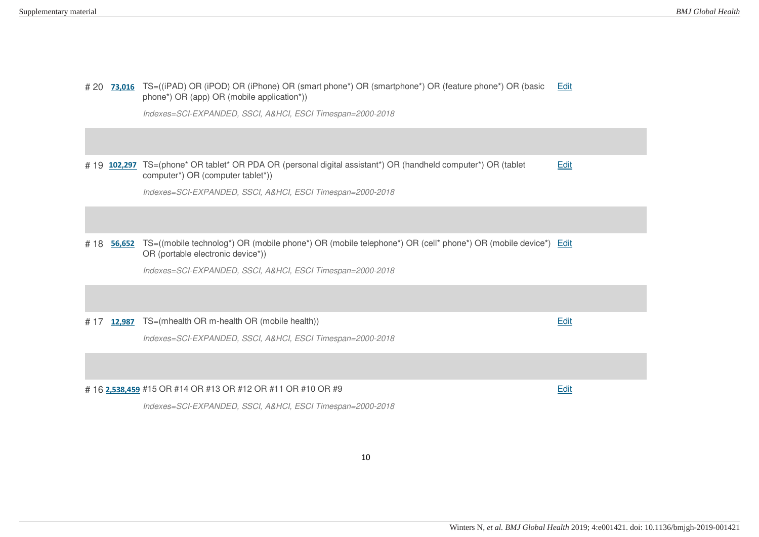| Set | Results | Query | |
|---|---|---|---|
| # 20 | 73,016 | TS=((iPAD) OR (iPOD) OR (iPhone) OR (smart phone*) OR (smartphone*) OR (feature phone*) OR (basic phone*) OR (app) OR (mobile application*))<br>*Indexes=SCI-EXPANDED, SSCI, A&HCI, ESCI Timespan=2000-2018* | Edit |
| # 19 | 102,297 | TS=(phone* OR tablet* OR PDA OR (personal digital assistant*) OR (handheld computer*) OR (tablet computer*) OR (computer tablet*))<br>*Indexes=SCI-EXPANDED, SSCI, A&HCI, ESCI Timespan=2000-2018* | Edit |
| # 18 | 56,652 | TS=((mobile technolog*) OR (mobile phone*) OR (mobile telephone*) OR (cell* phone*) OR (mobile device*) OR (portable electronic device*))<br>*Indexes=SCI-EXPANDED, SSCI, A&HCI, ESCI Timespan=2000-2018* | Edit |
| # 17 | 12,987 | TS=(mhealth OR m-health OR (mobile health))<br>*Indexes=SCI-EXPANDED, SSCI, A&HCI, ESCI Timespan=2000-2018* | Edit |
| # 16 | 2,538,459 | #15 OR #14 OR #13 OR #12 OR #11 OR #10 OR #9<br>*Indexes=SCI-EXPANDED, SSCI, A&HCI, ESCI Timespan=2000-2018* | Edit |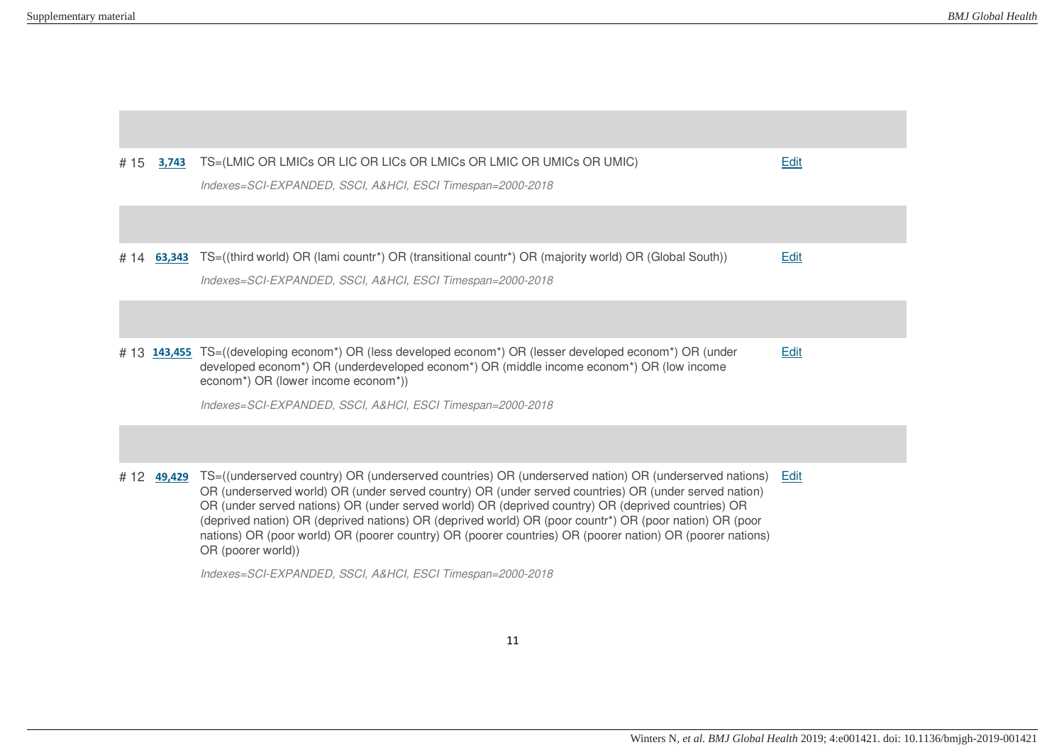| # | Results | Search | |
|---|---|---|---|
| # 15 | 3,743 | TS=(LMIC OR LMICs OR LIC OR LICs OR LMICs OR LMIC OR UMICs OR UMIC)<br>*Indexes=SCI-EXPANDED, SSCI, A&HCI, ESCI Timespan=2000-2018* | Edit |
| # 14 | 63,343 | TS=((third world) OR (lami countr*) OR (transitional countr*) OR (majority world) OR (Global South))<br>*Indexes=SCI-EXPANDED, SSCI, A&HCI, ESCI Timespan=2000-2018* | Edit |
| # 13 | 143,455 | TS=((developing econom*) OR (less developed econom*) OR (lesser developed econom*) OR (under developed econom*) OR (underdeveloped econom*) OR (middle income econom*) OR (low income econom*) OR (lower income econom*))<br>*Indexes=SCI-EXPANDED, SSCI, A&HCI, ESCI Timespan=2000-2018* | Edit |
| # 12 | 49,429 | TS=((underserved country) OR (underserved countries) OR (underserved nation) OR (underserved nations) OR (underserved world) OR (under served country) OR (under served countries) OR (under served nation) OR (under served nations) OR (under served world) OR (deprived country) OR (deprived countries) OR (deprived nation) OR (deprived nations) OR (deprived world) OR (poor countr*) OR (poor nation) OR (poor nations) OR (poor world) OR (poorer country) OR (poorer countries) OR (poorer nation) OR (poorer nations) OR (poorer world))<br>*Indexes=SCI-EXPANDED, SSCI, A&HCI, ESCI Timespan=2000-2018* | Edit |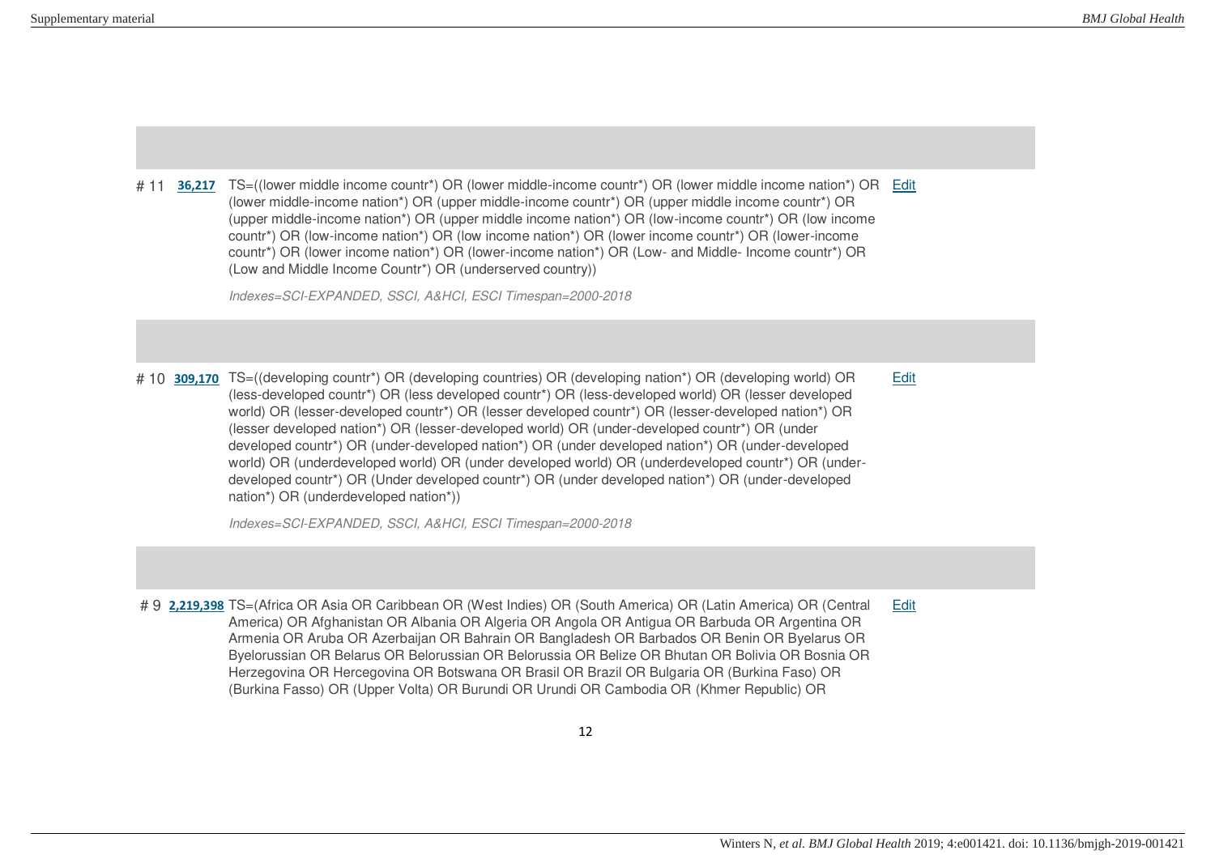# 11 **36,217** TS=((lower middle income countr*) OR (lower middle-income countr*) OR (lower middle income nation*) OR (lower middle-income nation*) OR (upper middle-income countr*) OR (upper middle income countr*) OR (upper middle-income nation*) OR (upper middle income nation*) OR (low-income countr*) OR (low income countr*) OR (low-income nation*) OR (low income nation*) OR (lower income countr*) OR (lower-income countr*) OR (lower income nation*) OR (lower-income nation*) OR (Low- and Middle- Income countr*) OR (Low and Middle Income Countr*) OR (underserved country)) Edit

*Indexes=SCI-EXPANDED, SSCI, A&HCI, ESCI Timespan=2000-2018*

# 10 **309,170** TS=((developing countr*) OR (developing countries) OR (developing nation*) OR (developing world) OR (less-developed countr*) OR (less developed countr*) OR (less-developed world) OR (lesser developed world) OR (lesser-developed countr*) OR (lesser developed countr*) OR (lesser-developed nation*) OR (lesser developed nation*) OR (lesser-developed world) OR (under-developed countr*) OR (under developed countr*) OR (under-developed nation*) OR (under developed nation*) OR (under-developed world) OR (underdeveloped world) OR (under developed world) OR (underdeveloped countr*) OR (under-developed countr*) OR (Under developed countr*) OR (under developed nation*) OR (under-developed nation*) OR (underdeveloped nation*)) Edit

*Indexes=SCI-EXPANDED, SSCI, A&HCI, ESCI Timespan=2000-2018*

# 9 **2,219,398** TS=(Africa OR Asia OR Caribbean OR (West Indies) OR (South America) OR (Latin America) OR (Central America) OR Afghanistan OR Albania OR Algeria OR Angola OR Antigua OR Barbuda OR Argentina OR Armenia OR Aruba OR Azerbaijan OR Bahrain OR Bangladesh OR Barbados OR Benin OR Byelarus OR Byelorussian OR Belarus OR Belorussian OR Belorussia OR Belize OR Bhutan OR Bolivia OR Bosnia OR Herzegovina OR Hercegovina OR Botswana OR Brasil OR Brazil OR Bulgaria OR (Burkina Faso) OR (Burkina Fasso) OR (Upper Volta) OR Burundi OR Urundi OR Cambodia OR (Khmer Republic) OR Edit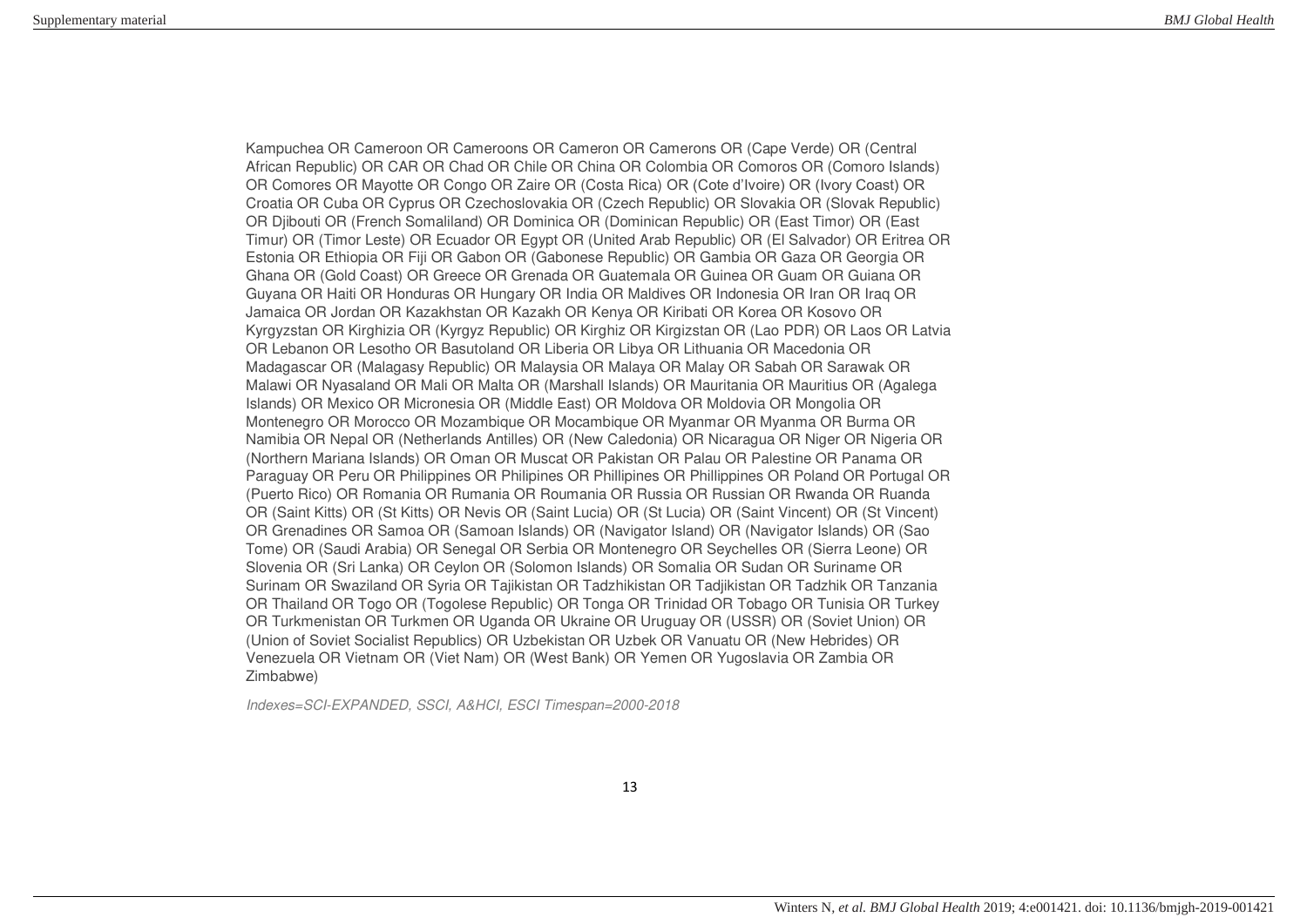Kampuchea OR Cameroon OR Cameroons OR Cameron OR Camerons OR (Cape Verde) OR (Central African Republic) OR CAR OR Chad OR Chile OR China OR Colombia OR Comoros OR (Comoro Islands) OR Comores OR Mayotte OR Congo OR Zaire OR (Costa Rica) OR (Cote d'Ivoire) OR (Ivory Coast) OR Croatia OR Cuba OR Cyprus OR Czechoslovakia OR (Czech Republic) OR Slovakia OR (Slovak Republic) OR Djibouti OR (French Somaliland) OR Dominica OR (Dominican Republic) OR (East Timor) OR (East Timur) OR (Timor Leste) OR Ecuador OR Egypt OR (United Arab Republic) OR (El Salvador) OR Eritrea OR Estonia OR Ethiopia OR Fiji OR Gabon OR (Gabonese Republic) OR Gambia OR Gaza OR Georgia OR Ghana OR (Gold Coast) OR Greece OR Grenada OR Guatemala OR Guinea OR Guam OR Guiana OR Guyana OR Haiti OR Honduras OR Hungary OR India OR Maldives OR Indonesia OR Iran OR Iraq OR Jamaica OR Jordan OR Kazakhstan OR Kazakh OR Kenya OR Kiribati OR Korea OR Kosovo OR Kyrgyzstan OR Kirghizia OR (Kyrgyz Republic) OR Kirghiz OR Kirgizstan OR (Lao PDR) OR Laos OR Latvia OR Lebanon OR Lesotho OR Basutoland OR Liberia OR Libya OR Lithuania OR Macedonia OR Madagascar OR (Malagasy Republic) OR Malaysia OR Malaya OR Malay OR Sabah OR Sarawak OR Malawi OR Nyasaland OR Mali OR Malta OR (Marshall Islands) OR Mauritania OR Mauritius OR (Agalega Islands) OR Mexico OR Micronesia OR (Middle East) OR Moldova OR Moldovia OR Mongolia OR Montenegro OR Morocco OR Mozambique OR Mocambique OR Myanmar OR Myanma OR Burma OR Namibia OR Nepal OR (Netherlands Antilles) OR (New Caledonia) OR Nicaragua OR Niger OR Nigeria OR (Northern Mariana Islands) OR Oman OR Muscat OR Pakistan OR Palau OR Palestine OR Panama OR Paraguay OR Peru OR Philippines OR Philipines OR Phillipines OR Phillippines OR Poland OR Portugal OR (Puerto Rico) OR Romania OR Rumania OR Roumania OR Russia OR Russian OR Rwanda OR Ruanda OR (Saint Kitts) OR (St Kitts) OR Nevis OR (Saint Lucia) OR (St Lucia) OR (Saint Vincent) OR (St Vincent) OR Grenadines OR Samoa OR (Samoan Islands) OR (Navigator Island) OR (Navigator Islands) OR (Sao Tome) OR (Saudi Arabia) OR Senegal OR Serbia OR Montenegro OR Seychelles OR (Sierra Leone) OR Slovenia OR (Sri Lanka) OR Ceylon OR (Solomon Islands) OR Somalia OR Sudan OR Suriname OR Surinam OR Swaziland OR Syria OR Tajikistan OR Tadzhikistan OR Tadjikistan OR Tadzhik OR Tanzania OR Thailand OR Togo OR (Togolese Republic) OR Tonga OR Trinidad OR Tobago OR Tunisia OR Turkey OR Turkmenistan OR Turkmen OR Uganda OR Ukraine OR Uruguay OR (USSR) OR (Soviet Union) OR (Union of Soviet Socialist Republics) OR Uzbekistan OR Uzbek OR Vanuatu OR (New Hebrides) OR Venezuela OR Vietnam OR (Viet Nam) OR (West Bank) OR Yemen OR Yugoslavia OR Zambia OR Zimbabwe)

*Indexes=SCI-EXPANDED, SSCI, A&HCI, ESCI Timespan=2000-2018*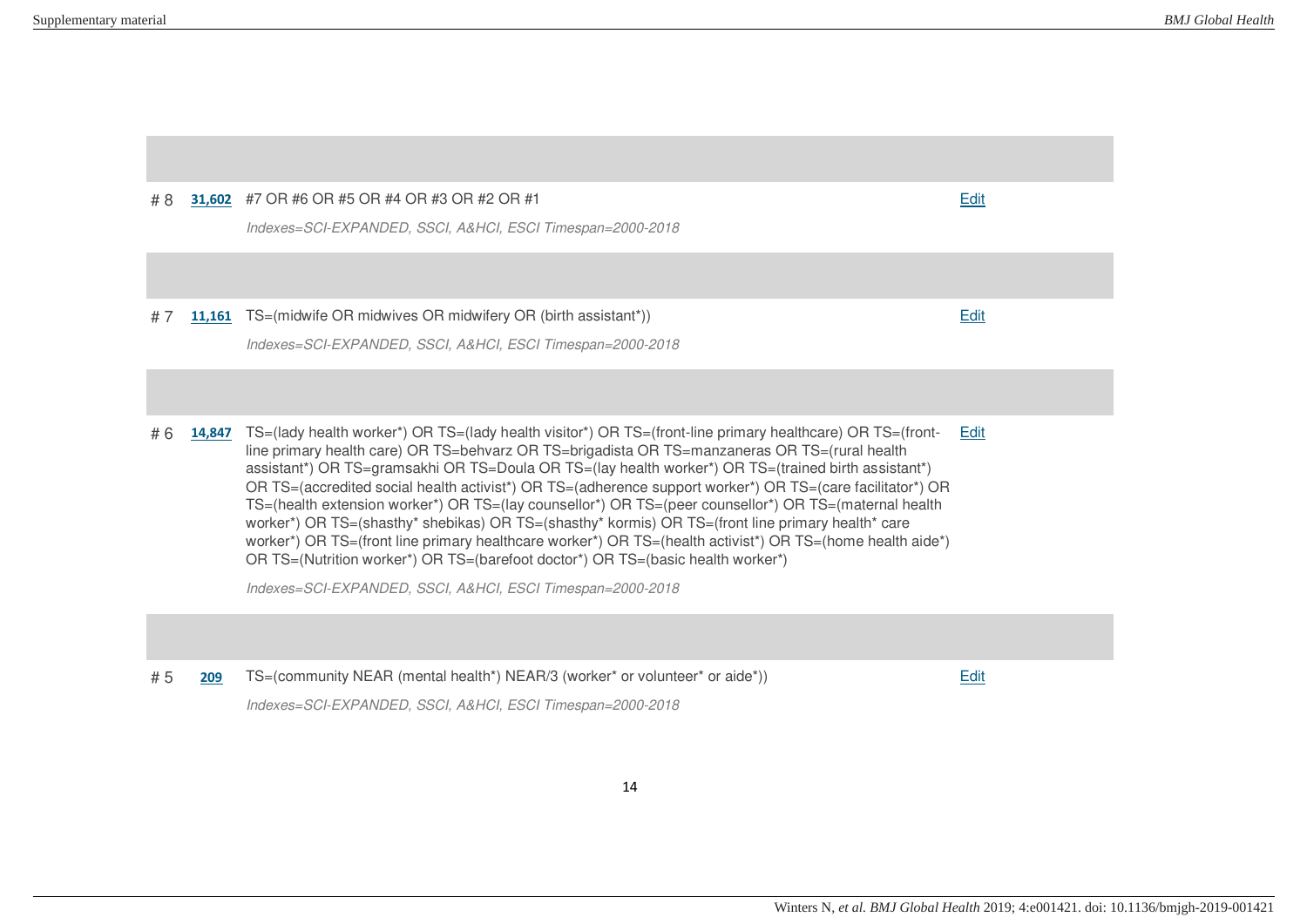| # | Results | Query | |
|---|---|---|---|
| # 8 | 31,602 | #7 OR #6 OR #5 OR #4 OR #3 OR #2 OR #1<br>*Indexes=SCI-EXPANDED, SSCI, A&HCI, ESCI Timespan=2000-2018* | Edit |
| # 7 | 11,161 | TS=(midwife OR midwives OR midwifery OR (birth assistant*))<br>*Indexes=SCI-EXPANDED, SSCI, A&HCI, ESCI Timespan=2000-2018* | Edit |
| # 6 | 14,847 | TS=(lady health worker*) OR TS=(lady health visitor*) OR TS=(front-line primary healthcare) OR TS=(front-line primary health care) OR TS=behvarz OR TS=brigadista OR TS=manzaneras OR TS=(rural health assistant*) OR TS=gramsakhi OR TS=Doula OR TS=(lay health worker*) OR TS=(trained birth assistant*) OR TS=(accredited social health activist*) OR TS=(adherence support worker*) OR TS=(care facilitator*) OR TS=(health extension worker*) OR TS=(lay counsellor*) OR TS=(peer counsellor*) OR TS=(maternal health worker*) OR TS=(shasthy* shebikas) OR TS=(shasthy* kormis) OR TS=(front line primary health* care worker*) OR TS=(front line primary healthcare worker*) OR TS=(health activist*) OR TS=(home health aide*) OR TS=(Nutrition worker*) OR TS=(barefoot doctor*) OR TS=(basic health worker*)<br>*Indexes=SCI-EXPANDED, SSCI, A&HCI, ESCI Timespan=2000-2018* | Edit |
| # 5 | 209 | TS=(community NEAR (mental health*) NEAR/3 (worker* or volunteer* or aide*))<br>*Indexes=SCI-EXPANDED, SSCI, A&HCI, ESCI Timespan=2000-2018* | Edit |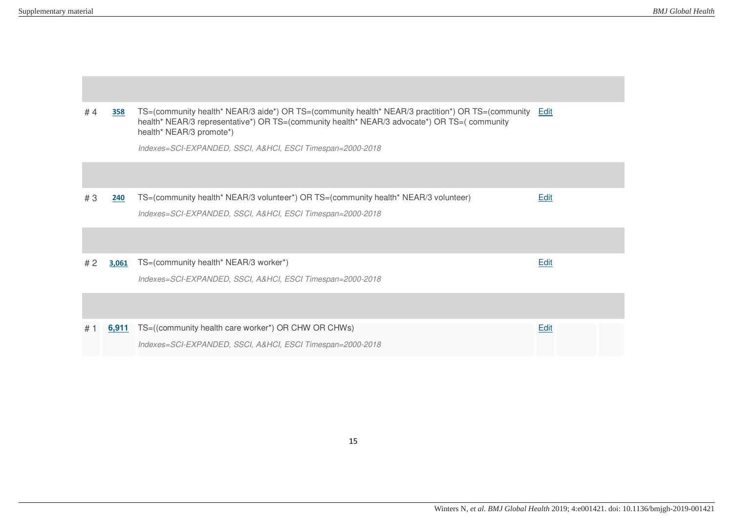| # | Results | Search query | |
|---|---|---|---|
| # 4 | 358 | TS=(community health* NEAR/3 aide*) OR TS=(community health* NEAR/3 practition*) OR TS=(community health* NEAR/3 representative*) OR TS=(community health* NEAR/3 advocate*) OR TS=( community health* NEAR/3 promote*)<br>*Indexes=SCI-EXPANDED, SSCI, A&HCI, ESCI Timespan=2000-2018* | Edit |
| # 3 | 240 | TS=(community health* NEAR/3 volunteer*) OR TS=(community health* NEAR/3 volunteer)<br>*Indexes=SCI-EXPANDED, SSCI, A&HCI, ESCI Timespan=2000-2018* | Edit |
| # 2 | 3,061 | TS=(community health* NEAR/3 worker*)<br>*Indexes=SCI-EXPANDED, SSCI, A&HCI, ESCI Timespan=2000-2018* | Edit |
| # 1 | 6,911 | TS=((community health care worker*) OR CHW OR CHWs)<br>*Indexes=SCI-EXPANDED, SSCI, A&HCI, ESCI Timespan=2000-2018* | Edit |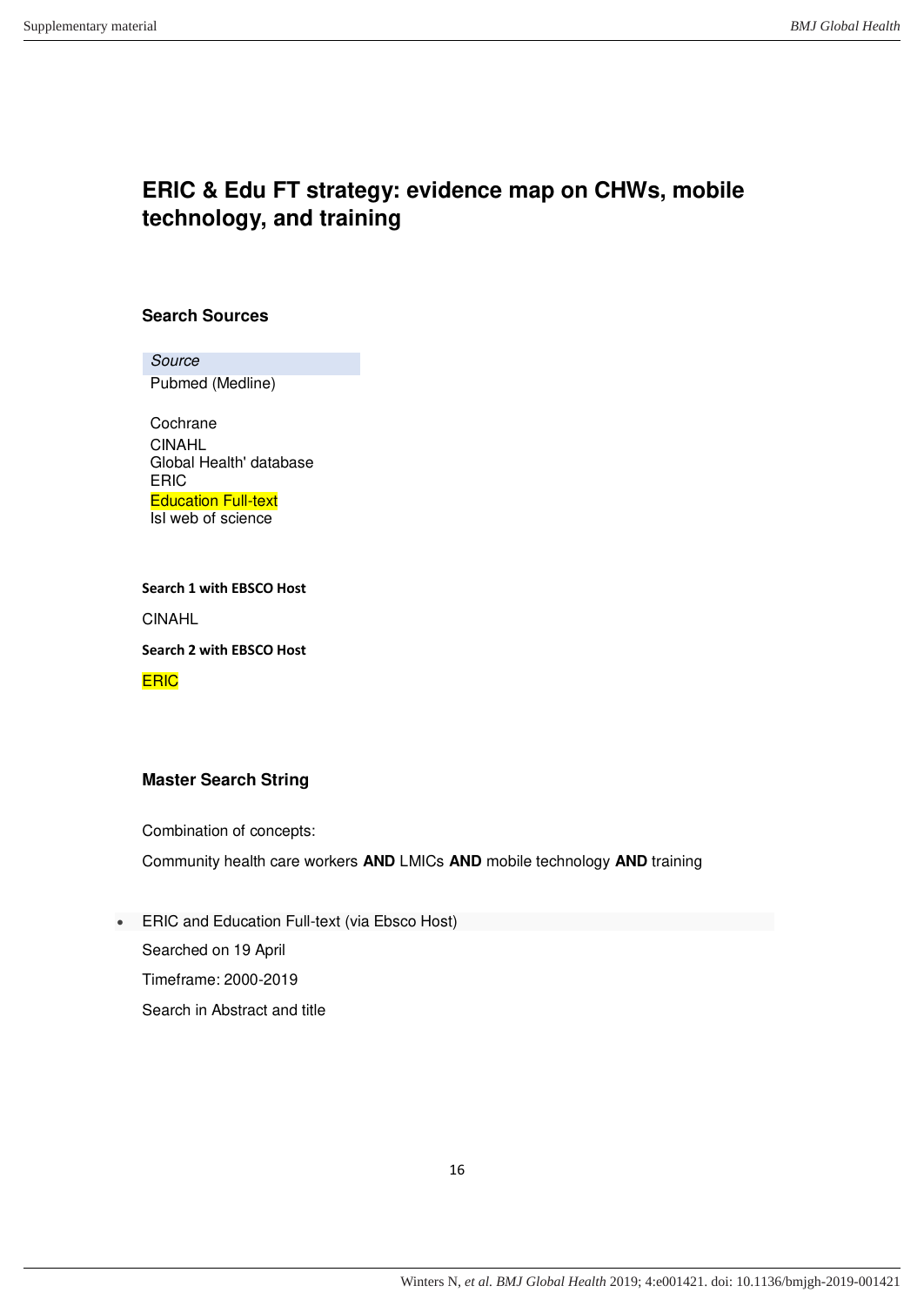# ERIC & Edu FT strategy: evidence map on CHWs, mobile technology, and training

### Search Sources

| *Source* |
|---|
| Pubmed (Medline) |
| Cochrane |
| CINAHL |
| Global Health' database |
| ERIC |
| Education Full-text |
| Isl web of science |

**Search 1 with EBSCO Host**

CINAHL

**Search 2 with EBSCO Host**

ERIC

### Master Search String

Combination of concepts:

Community health care workers **AND** LMICs **AND** mobile technology **AND** training

- ERIC and Education Full-text (via Ebsco Host)

  Searched on 19 April

  Timeframe: 2000-2019

  Search in Abstract and title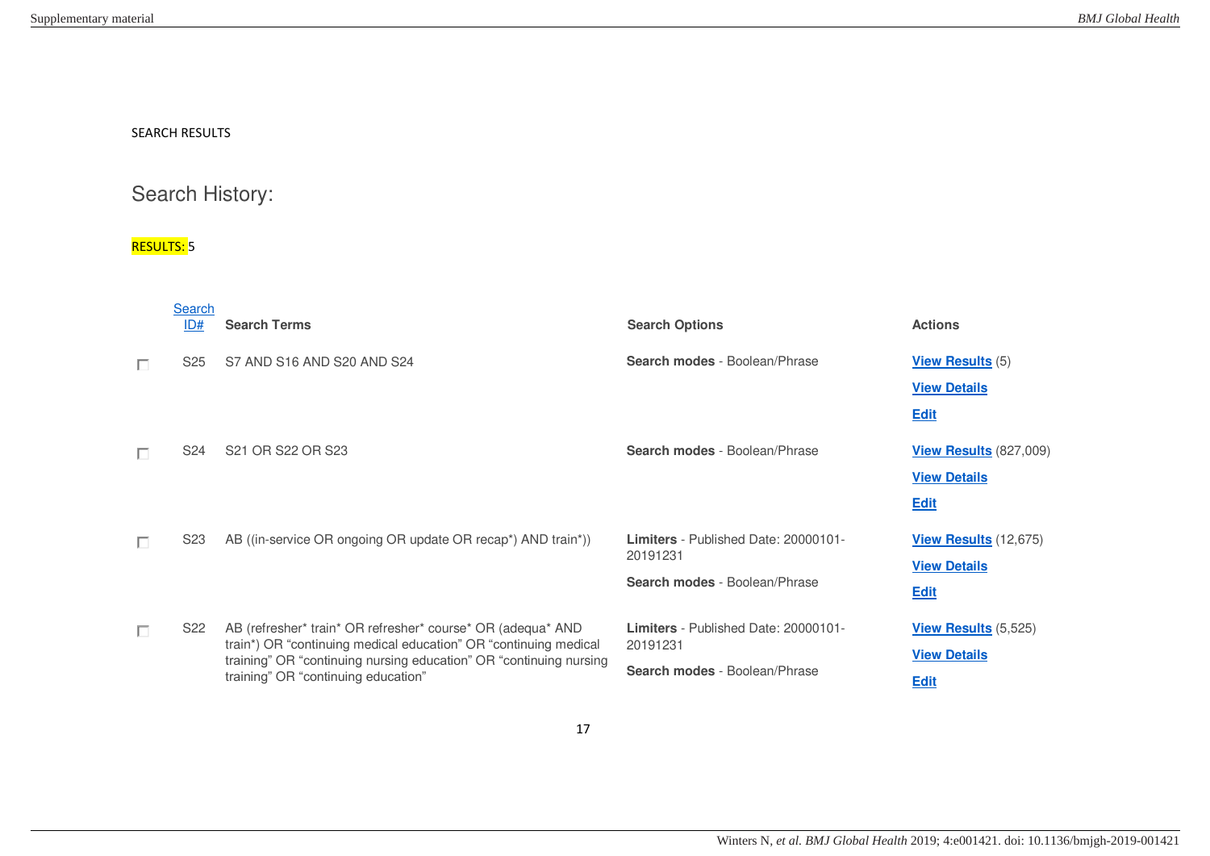SEARCH RESULTS

## Search History:

RESULTS: 5

| Search ID# | Search Terms | Search Options | Actions |
|---|---|---|---|
| S25 | S7 AND S16 AND S20 AND S24 | **Search modes** - Boolean/Phrase | **View Results** (5) **View Details** **Edit** |
| S24 | S21 OR S22 OR S23 | **Search modes** - Boolean/Phrase | **View Results** (827,009) **View Details** **Edit** |
| S23 | AB ((in-service OR ongoing OR update OR recap*) AND train*)) | **Limiters** - Published Date: 20000101-20191231 **Search modes** - Boolean/Phrase | **View Results** (12,675) **View Details** **Edit** |
| S22 | AB (refresher* train* OR refresher* course* OR (adequa* AND train*) OR "continuing medical education" OR "continuing medical training" OR "continuing nursing education" OR "continuing nursing training" OR "continuing education" | **Limiters** - Published Date: 20000101-20191231 **Search modes** - Boolean/Phrase | **View Results** (5,525) **View Details** **Edit** |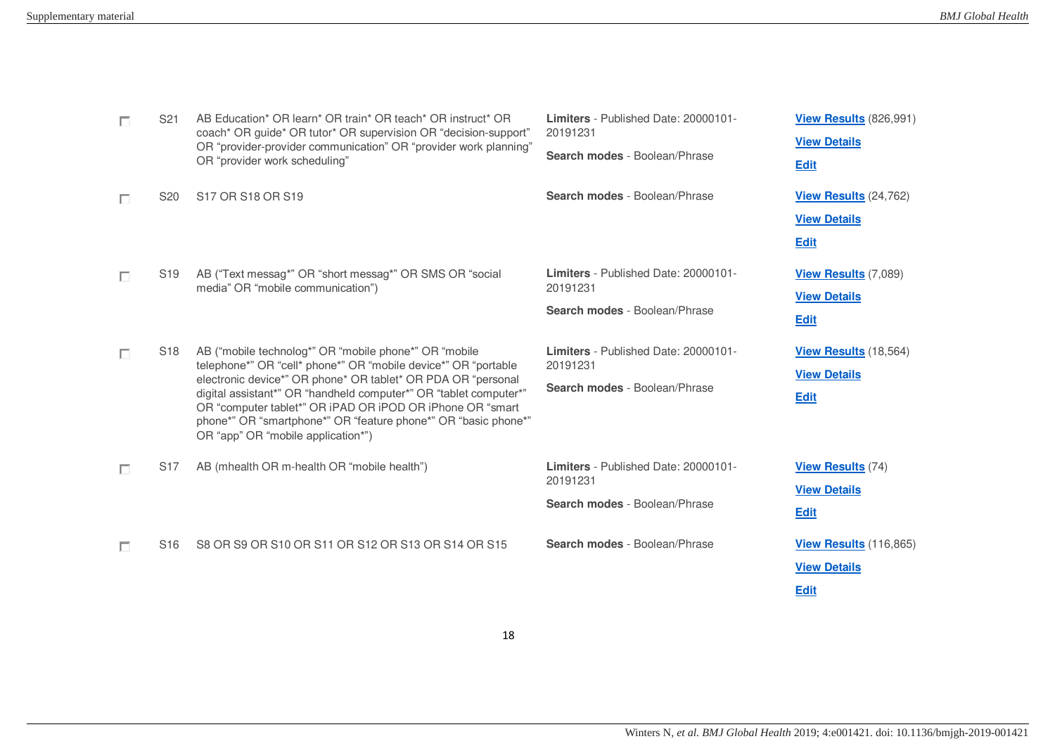| | | | |
|---|---|---|---|
| S21 | AB Education* OR learn* OR train* OR teach* OR instruct* OR coach* OR guide* OR tutor* OR supervision OR “decision-support” OR “provider-provider communication” OR “provider work planning” OR “provider work scheduling” | **Limiters** - Published Date: 20000101-20191231<br>**Search modes** - Boolean/Phrase | **View Results** (826,991)<br>**View Details**<br>**Edit** |
| S20 | S17 OR S18 OR S19 | **Search modes** - Boolean/Phrase | **View Results** (24,762)<br>**View Details**<br>**Edit** |
| S19 | AB (“Text messag*” OR “short messag*” OR SMS OR “social media” OR “mobile communication”) | **Limiters** - Published Date: 20000101-20191231<br>**Search modes** - Boolean/Phrase | **View Results** (7,089)<br>**View Details**<br>**Edit** |
| S18 | AB (“mobile technolog*” OR “mobile phone*” OR “mobile telephone*” OR “cell* phone*” OR “mobile device*” OR “portable electronic device*” OR phone* OR tablet* OR PDA OR “personal digital assistant*” OR “handheld computer*” OR “tablet computer*” OR “computer tablet*” OR iPAD OR iPOD OR iPhone OR “smart phone*” OR “smartphone*” OR “feature phone*” OR “basic phone*” OR “app” OR “mobile application*”) | **Limiters** - Published Date: 20000101-20191231<br>**Search modes** - Boolean/Phrase | **View Results** (18,564)<br>**View Details**<br>**Edit** |
| S17 | AB (mhealth OR m-health OR “mobile health”) | **Limiters** - Published Date: 20000101-20191231<br>**Search modes** - Boolean/Phrase | **View Results** (74)<br>**View Details**<br>**Edit** |
| S16 | S8 OR S9 OR S10 OR S11 OR S12 OR S13 OR S14 OR S15 | **Search modes** - Boolean/Phrase | **View Results** (116,865)<br>**View Details**<br>**Edit** |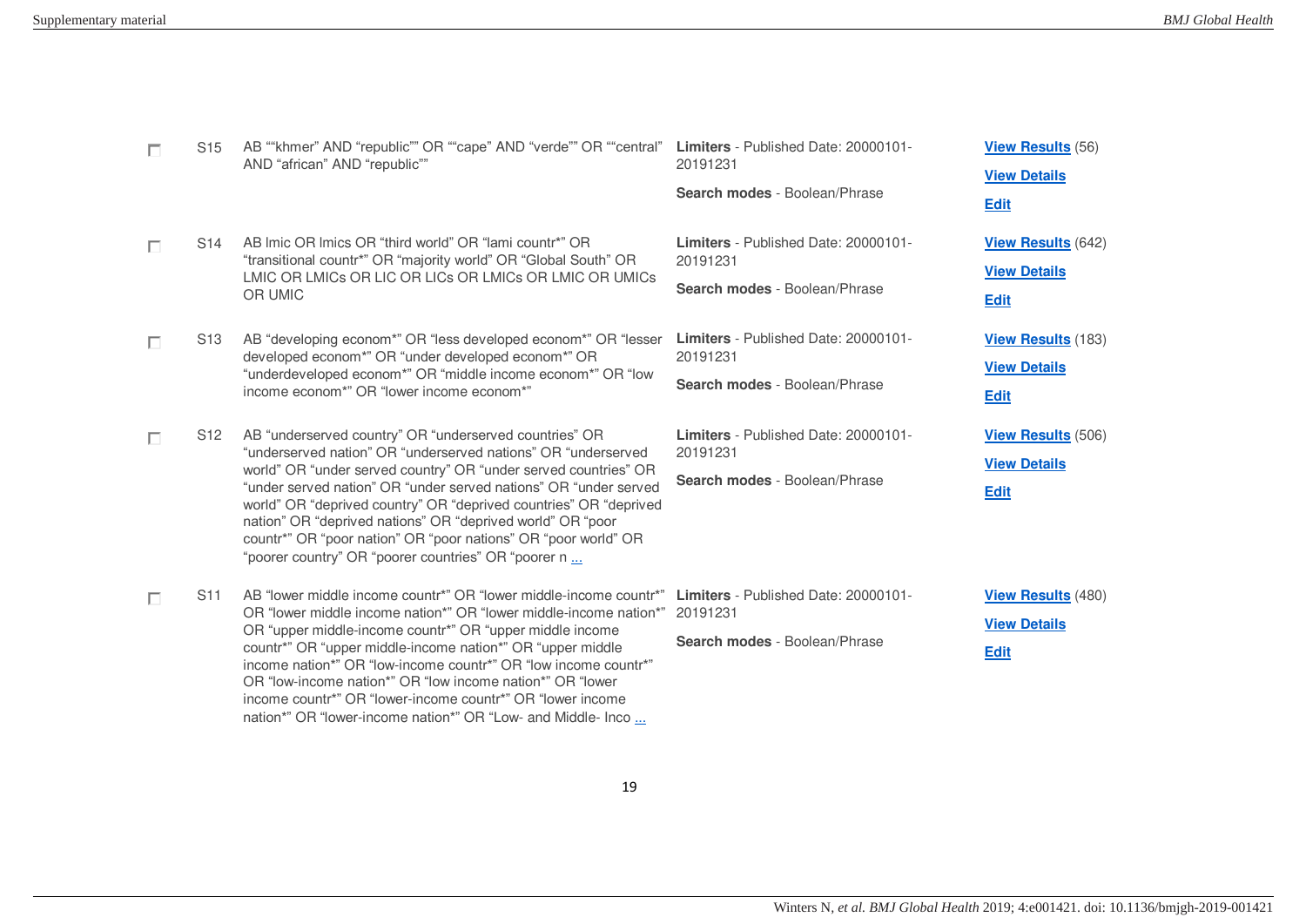| | | | | |
|---|---|---|---|---|
| ☐ | S15 | AB ""khmer" AND "republic"" OR ""cape" AND "verde"" OR ""central" AND "african" AND "republic"" | **Limiters** - Published Date: 20000101-20191231<br><br>**Search modes** - Boolean/Phrase | **View Results** (56)<br>**View Details**<br>**Edit** |
| ☐ | S14 | AB lmic OR lmics OR "third world" OR "lami countr*" OR "transitional countr*" OR "majority world" OR "Global South" OR LMIC OR LMICs OR LIC OR LICs OR LMICs OR LMIC OR UMICs OR UMIC | **Limiters** - Published Date: 20000101-20191231<br><br>**Search modes** - Boolean/Phrase | **View Results** (642)<br>**View Details**<br>**Edit** |
| ☐ | S13 | AB "developing econom*" OR "less developed econom*" OR "lesser developed econom*" OR "under developed econom*" OR "underdeveloped econom*" OR "middle income econom*" OR "low income econom*" OR "lower income econom*" | **Limiters** - Published Date: 20000101-20191231<br><br>**Search modes** - Boolean/Phrase | **View Results** (183)<br>**View Details**<br>**Edit** |
| ☐ | S12 | AB "underserved country" OR "underserved countries" OR "underserved nation" OR "underserved nations" OR "underserved world" OR "under served country" OR "under served countries" OR "under served nation" OR "under served nations" OR "under served world" OR "deprived country" OR "deprived countries" OR "deprived nation" OR "deprived nations" OR "deprived world" OR "poor countr*" OR "poor nation" OR "poor nations" OR "poor world" OR "poorer country" OR "poorer countries" OR "poorer n ... | **Limiters** - Published Date: 20000101-20191231<br><br>**Search modes** - Boolean/Phrase | **View Results** (506)<br>**View Details**<br>**Edit** |
| ☐ | S11 | AB "lower middle income countr*" OR "lower middle-income countr*" OR "lower middle income nation*" OR "lower middle-income nation*" OR "upper middle-income countr*" OR "upper middle income countr*" OR "upper middle-income nation*" OR "upper middle income nation*" OR "low-income countr*" OR "low income countr*" OR "low-income nation*" OR "low income nation*" OR "lower income countr*" OR "lower-income countr*" OR "lower income nation*" OR "lower-income nation*" OR "Low- and Middle- Inco ... | **Limiters** - Published Date: 20000101-20191231<br><br>**Search modes** - Boolean/Phrase | **View Results** (480)<br>**View Details**<br>**Edit** |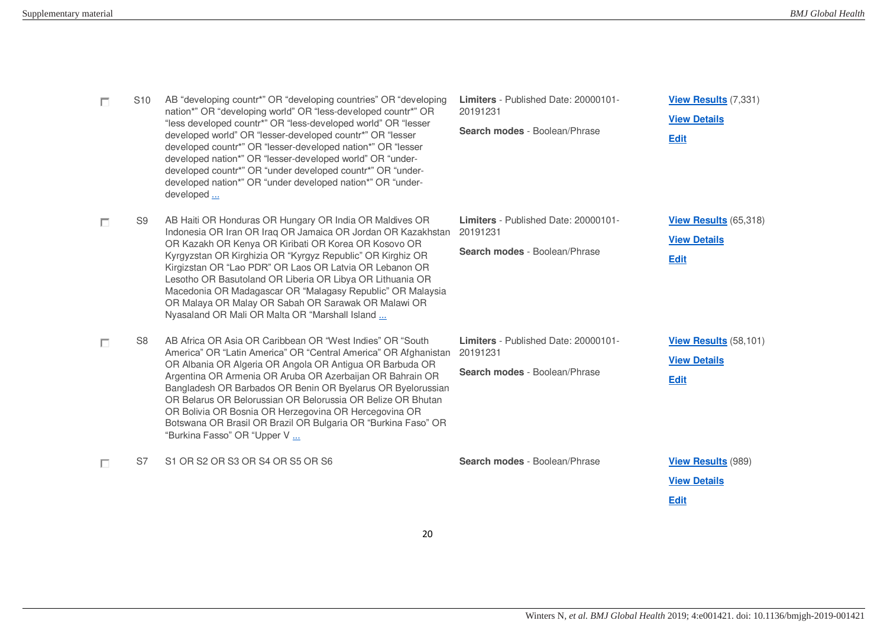| | | | | |
|---|---|---|---|---|
| ☐ | S10 | AB “developing countr*” OR “developing countries” OR “developing nation*” OR “developing world” OR “less-developed countr*” OR “less developed countr*” OR “less-developed world” OR “lesser developed world” OR “lesser-developed countr*” OR “lesser developed countr*” OR “lesser-developed nation*” OR “lesser developed nation*” OR “lesser-developed world” OR “under-developed countr*” OR “under developed countr*” OR “under-developed nation*” OR “under developed nation*” OR “under-developed ... | **Limiters** - Published Date: 20000101-20191231<br><br>**Search modes** - Boolean/Phrase | **View Results** (7,331)<br>**View Details**<br>**Edit** |
| ☐ | S9 | AB Haiti OR Honduras OR Hungary OR India OR Maldives OR Indonesia OR Iran OR Iraq OR Jamaica OR Jordan OR Kazakhstan OR Kazakh OR Kenya OR Kiribati OR Korea OR Kosovo OR Kyrgyzstan OR Kirghizia OR “Kyrgyz Republic” OR Kirghiz OR Kirgizstan OR “Lao PDR” OR Laos OR Latvia OR Lebanon OR Lesotho OR Basutoland OR Liberia OR Libya OR Lithuania OR Macedonia OR Madagascar OR “Malagasy Republic” OR Malaysia OR Malaya OR Malay OR Sabah OR Sarawak OR Malawi OR Nyasaland OR Mali OR Malta OR “Marshall Island ... | **Limiters** - Published Date: 20000101-20191231<br><br>**Search modes** - Boolean/Phrase | **View Results** (65,318)<br>**View Details**<br>**Edit** |
| ☐ | S8 | AB Africa OR Asia OR Caribbean OR “West Indies” OR “South America” OR “Latin America” OR “Central America” OR Afghanistan OR Albania OR Algeria OR Angola OR Antigua OR Barbuda OR Argentina OR Armenia OR Aruba OR Azerbaijan OR Bahrain OR Bangladesh OR Barbados OR Benin OR Byelarus OR Byelorussian OR Belarus OR Belorussian OR Belorussia OR Belize OR Bhutan OR Bolivia OR Bosnia OR Herzegovina OR Hercegovina OR Botswana OR Brasil OR Brazil OR Bulgaria OR “Burkina Faso” OR “Burkina Fasso” OR “Upper V ... | **Limiters** - Published Date: 20000101-20191231<br><br>**Search modes** - Boolean/Phrase | **View Results** (58,101)<br>**View Details**<br>**Edit** |
| ☐ | S7 | S1 OR S2 OR S3 OR S4 OR S5 OR S6 | **Search modes** - Boolean/Phrase | **View Results** (989)<br>**View Details**<br>**Edit** |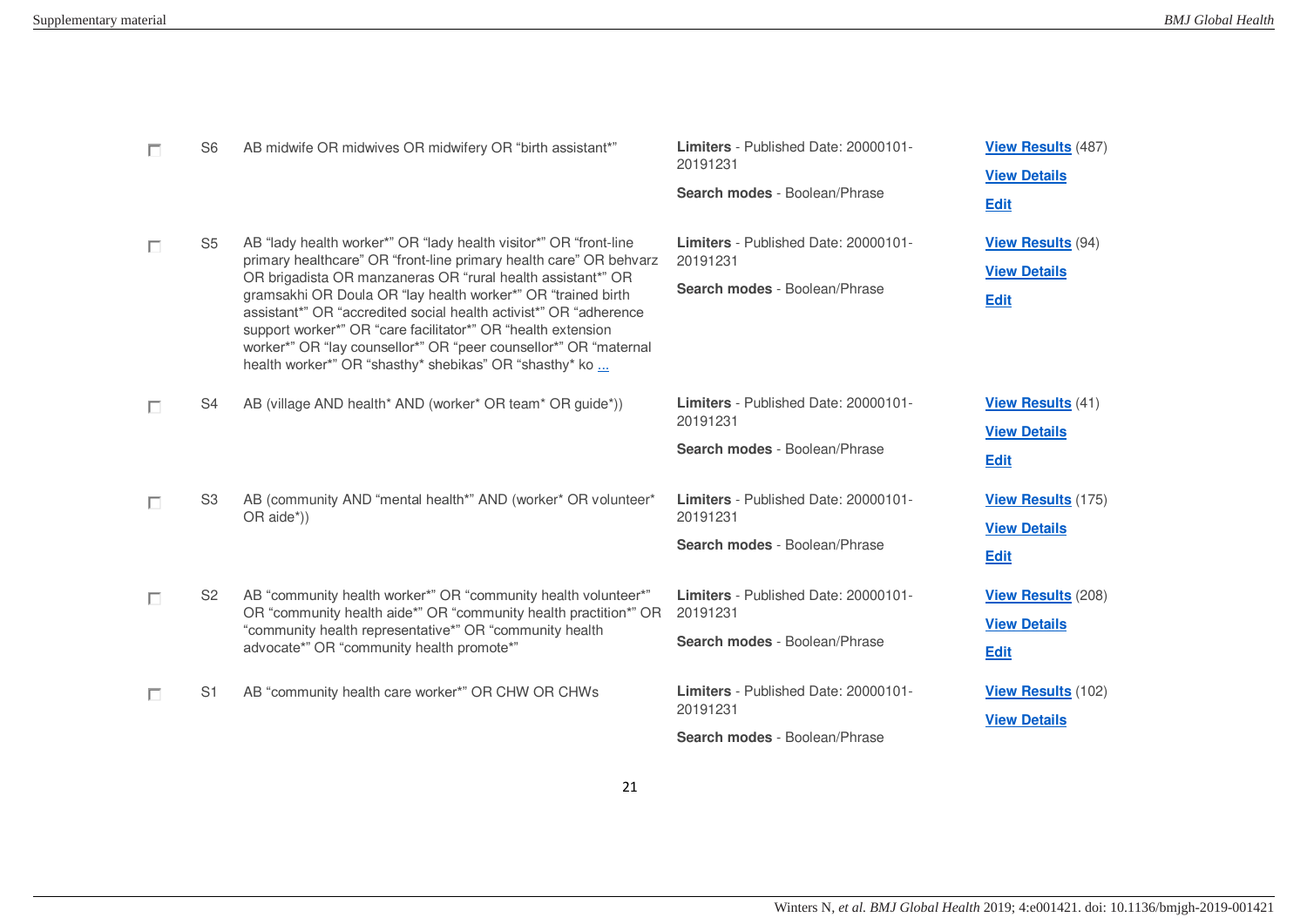| | | Search terms | Limiters / Search modes | Results |
|---|---|---|---|---|
| ☐ | S6 | AB midwife OR midwives OR midwifery OR "birth assistant*" | **Limiters** - Published Date: 20000101-20191231<br>**Search modes** - Boolean/Phrase | **View Results** (487)<br>**View Details**<br>**Edit** |
| ☐ | S5 | AB "lady health worker*" OR "lady health visitor*" OR "front-line primary healthcare" OR "front-line primary health care" OR behvarz OR brigadista OR manzaneras OR "rural health assistant*" OR gramsakhi OR Doula OR "lay health worker*" OR "trained birth assistant*" OR "accredited social health activist*" OR "adherence support worker*" OR "care facilitator*" OR "health extension worker*" OR "lay counsellor*" OR "peer counsellor*" OR "maternal health worker*" OR "shasthy* shebikas" OR "shasthy* ko ... | **Limiters** - Published Date: 20000101-20191231<br>**Search modes** - Boolean/Phrase | **View Results** (94)<br>**View Details**<br>**Edit** |
| ☐ | S4 | AB (village AND health* AND (worker* OR team* OR guide*)) | **Limiters** - Published Date: 20000101-20191231<br>**Search modes** - Boolean/Phrase | **View Results** (41)<br>**View Details**<br>**Edit** |
| ☐ | S3 | AB (community AND "mental health*" AND (worker* OR volunteer* OR aide*)) | **Limiters** - Published Date: 20000101-20191231<br>**Search modes** - Boolean/Phrase | **View Results** (175)<br>**View Details**<br>**Edit** |
| ☐ | S2 | AB "community health worker*" OR "community health volunteer*" OR "community health aide*" OR "community health practition*" OR "community health representative*" OR "community health advocate*" OR "community health promote*" | **Limiters** - Published Date: 20000101-20191231<br>**Search modes** - Boolean/Phrase | **View Results** (208)<br>**View Details**<br>**Edit** |
| ☐ | S1 | AB "community health care worker*" OR CHW OR CHWs | **Limiters** - Published Date: 20000101-20191231<br>**Search modes** - Boolean/Phrase | **View Results** (102)<br>**View Details** |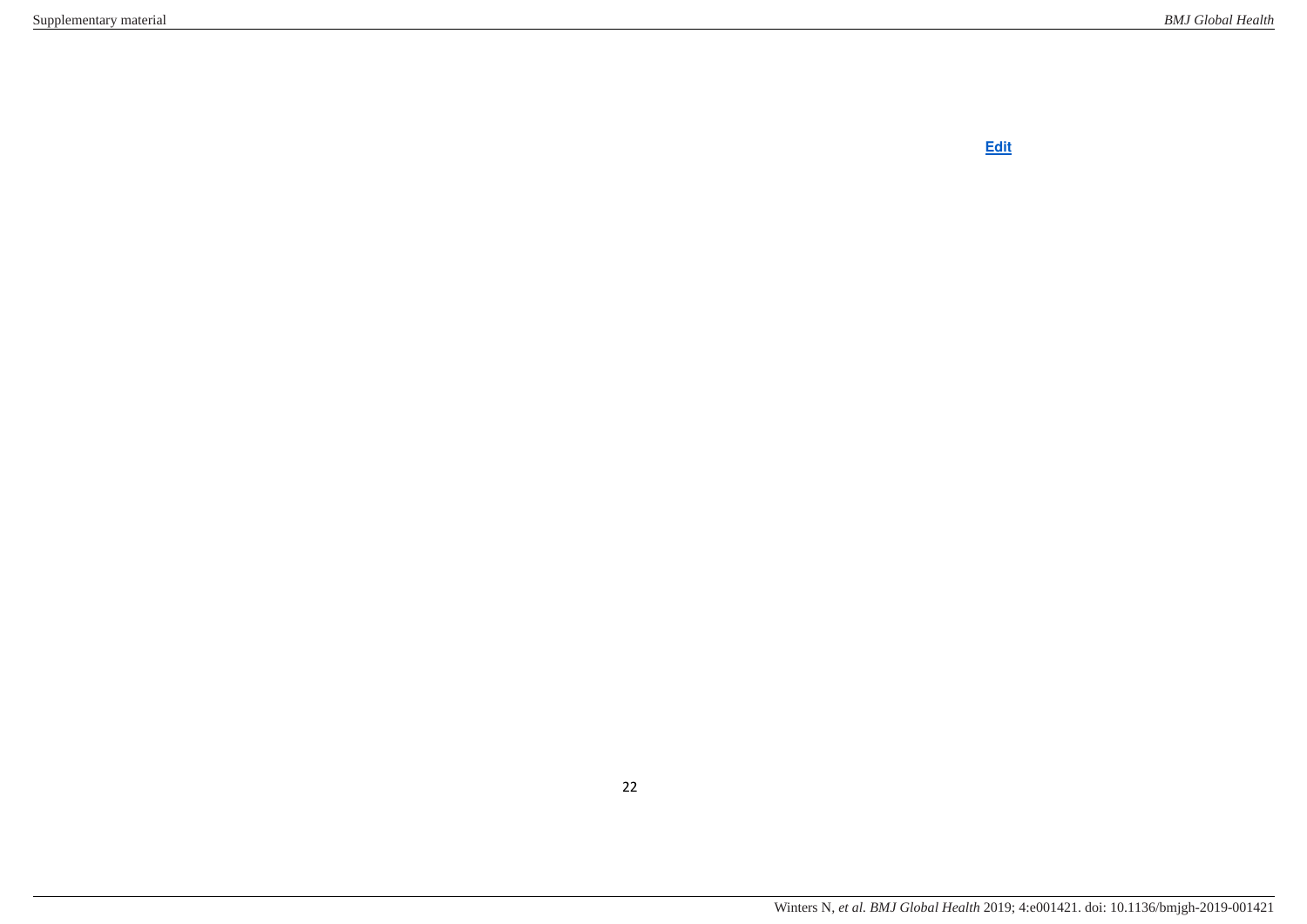Edit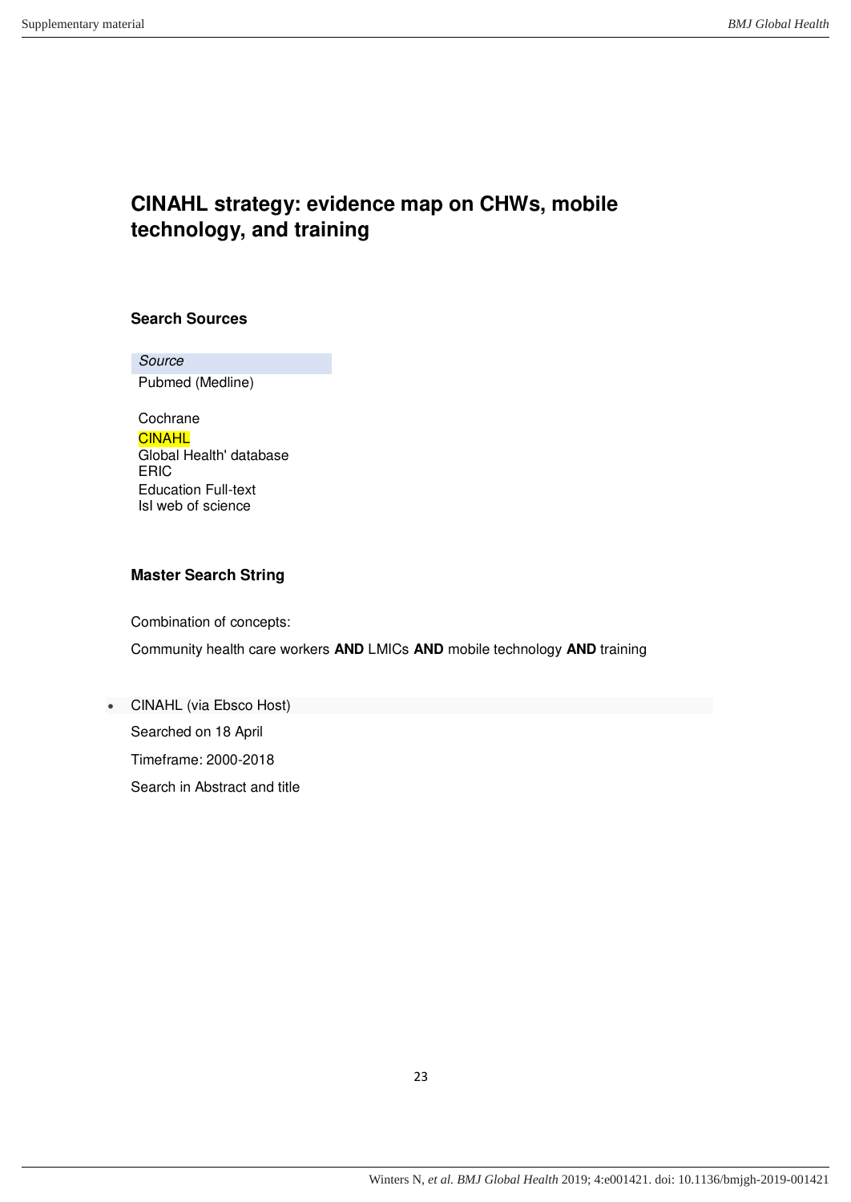# CINAHL strategy: evidence map on CHWs, mobile technology, and training

### Search Sources

| Source |
| --- |
| Pubmed (Medline) |
| Cochrane |
| CINAHL |
| Global Health' database |
| ERIC |
| Education Full-text |
| Isl web of science |

### Master Search String

Combination of concepts:

Community health care workers **AND** LMICs **AND** mobile technology **AND** training

- CINAHL (via Ebsco Host)

  Searched on 18 April

  Timeframe: 2000-2018

  Search in Abstract and title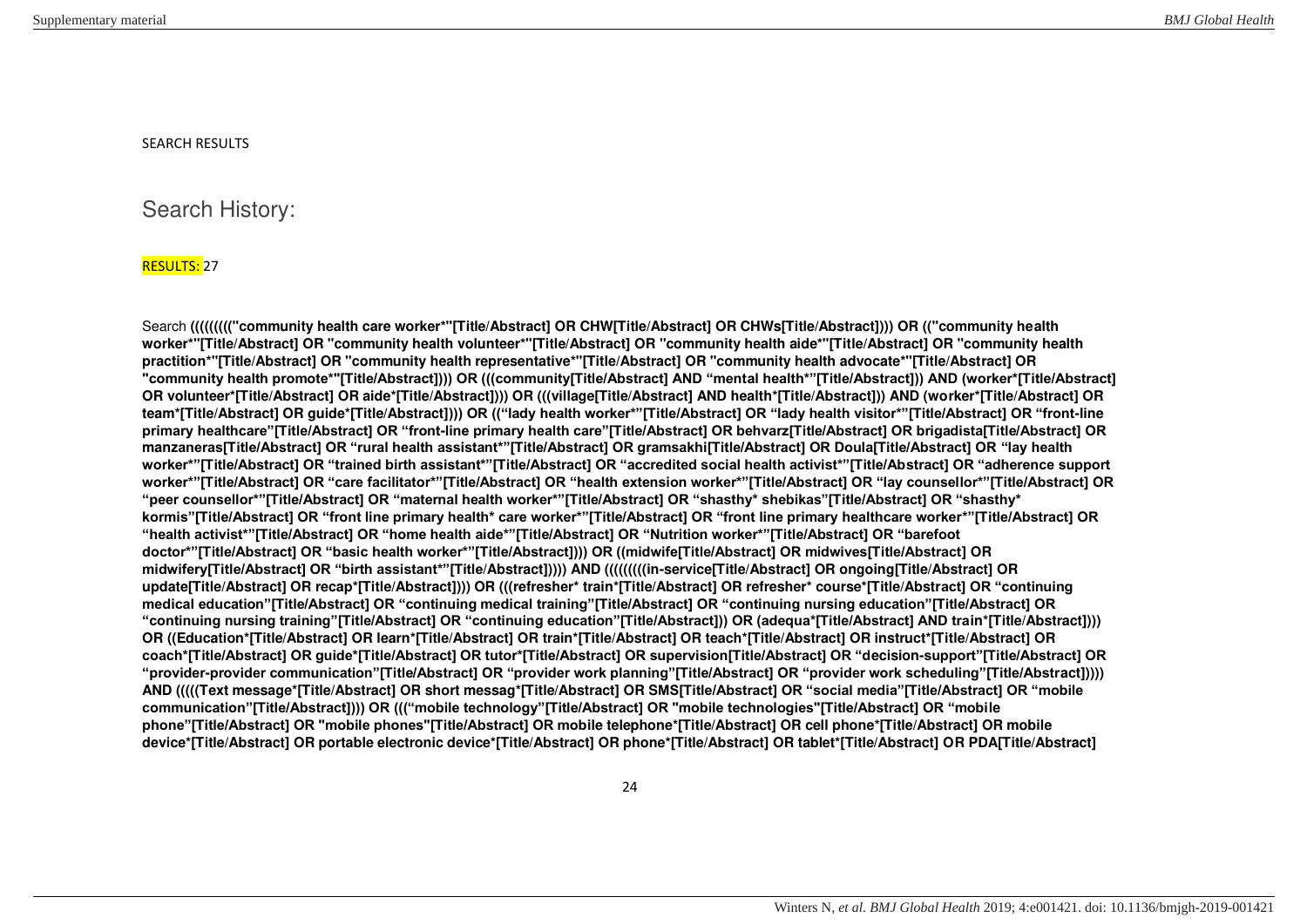SEARCH RESULTS

## Search History:

RESULTS: 27

Search **((((((((("community health care worker*"[Title/Abstract] OR CHW[Title/Abstract] OR CHWs[Title/Abstract]))) OR (("community health worker*"[Title/Abstract] OR "community health volunteer*"[Title/Abstract] OR "community health aide*"[Title/Abstract] OR "community health practition*"[Title/Abstract] OR "community health representative*"[Title/Abstract] OR "community health advocate*"[Title/Abstract] OR "community health promote*"[Title/Abstract]))) OR (((community[Title/Abstract] AND “mental health*”[Title/Abstract])) AND (worker*[Title/Abstract] OR volunteer*[Title/Abstract] OR aide*[Title/Abstract]))) OR (((village[Title/Abstract] AND health*[Title/Abstract])) AND (worker*[Title/Abstract] OR team*[Title/Abstract] OR guide*[Title/Abstract]))) OR ((“lady health worker*”[Title/Abstract] OR “lady health visitor*”[Title/Abstract] OR “front-line primary healthcare”[Title/Abstract] OR “front-line primary health care”[Title/Abstract] OR behvarz[Title/Abstract] OR brigadista[Title/Abstract] OR manzaneras[Title/Abstract] OR “rural health assistant*”[Title/Abstract] OR gramsakhi[Title/Abstract] OR Doula[Title/Abstract] OR “lay health worker*”[Title/Abstract] OR “trained birth assistant*”[Title/Abstract] OR “accredited social health activist*”[Title/Abstract] OR “adherence support worker*”[Title/Abstract] OR “care facilitator*”[Title/Abstract] OR “health extension worker*”[Title/Abstract] OR “lay counsellor*”[Title/Abstract] OR “peer counsellor*”[Title/Abstract] OR “maternal health worker*”[Title/Abstract] OR “shasthy* shebikas”[Title/Abstract] OR “shasthy* kormis”[Title/Abstract] OR “front line primary health* care worker*”[Title/Abstract] OR “front line primary healthcare worker*”[Title/Abstract] OR “health activist*”[Title/Abstract] OR “home health aide*”[Title/Abstract] OR “Nutrition worker*”[Title/Abstract] OR “barefoot doctor*”[Title/Abstract] OR “basic health worker*”[Title/Abstract]))) OR ((midwife[Title/Abstract] OR midwives[Title/Abstract] OR midwifery[Title/Abstract] OR “birth assistant*”[Title/Abstract])))) AND (((((((((in-service[Title/Abstract] OR ongoing[Title/Abstract] OR update[Title/Abstract] OR recap*[Title/Abstract]))) OR (((refresher* train*[Title/Abstract] OR refresher* course*[Title/Abstract] OR “continuing medical education”[Title/Abstract] OR “continuing medical training”[Title/Abstract] OR “continuing nursing education”[Title/Abstract] OR “continuing nursing training”[Title/Abstract] OR “continuing education”[Title/Abstract])) OR (adequa*[Title/Abstract] AND train*[Title/Abstract]))) OR ((Education*[Title/Abstract] OR learn*[Title/Abstract] OR train*[Title/Abstract] OR teach*[Title/Abstract] OR instruct*[Title/Abstract] OR coach*[Title/Abstract] OR guide*[Title/Abstract] OR tutor*[Title/Abstract] OR supervision[Title/Abstract] OR “decision-support”[Title/Abstract] OR “provider-provider communication”[Title/Abstract] OR “provider work planning”[Title/Abstract] OR “provider work scheduling”[Title/Abstract])))) AND (((((Text message*[Title/Abstract] OR short messag*[Title/Abstract] OR SMS[Title/Abstract] OR “social media”[Title/Abstract] OR “mobile communication”[Title/Abstract]))) OR (((“mobile technology”[Title/Abstract] OR "mobile technologies"[Title/Abstract] OR “mobile phone”[Title/Abstract] OR "mobile phones"[Title/Abstract] OR mobile telephone*[Title/Abstract] OR cell phone*[Title/Abstract] OR mobile device*[Title/Abstract] OR portable electronic device*[Title/Abstract] OR phone*[Title/Abstract] OR tablet*[Title/Abstract] OR PDA[Title/Abstract]**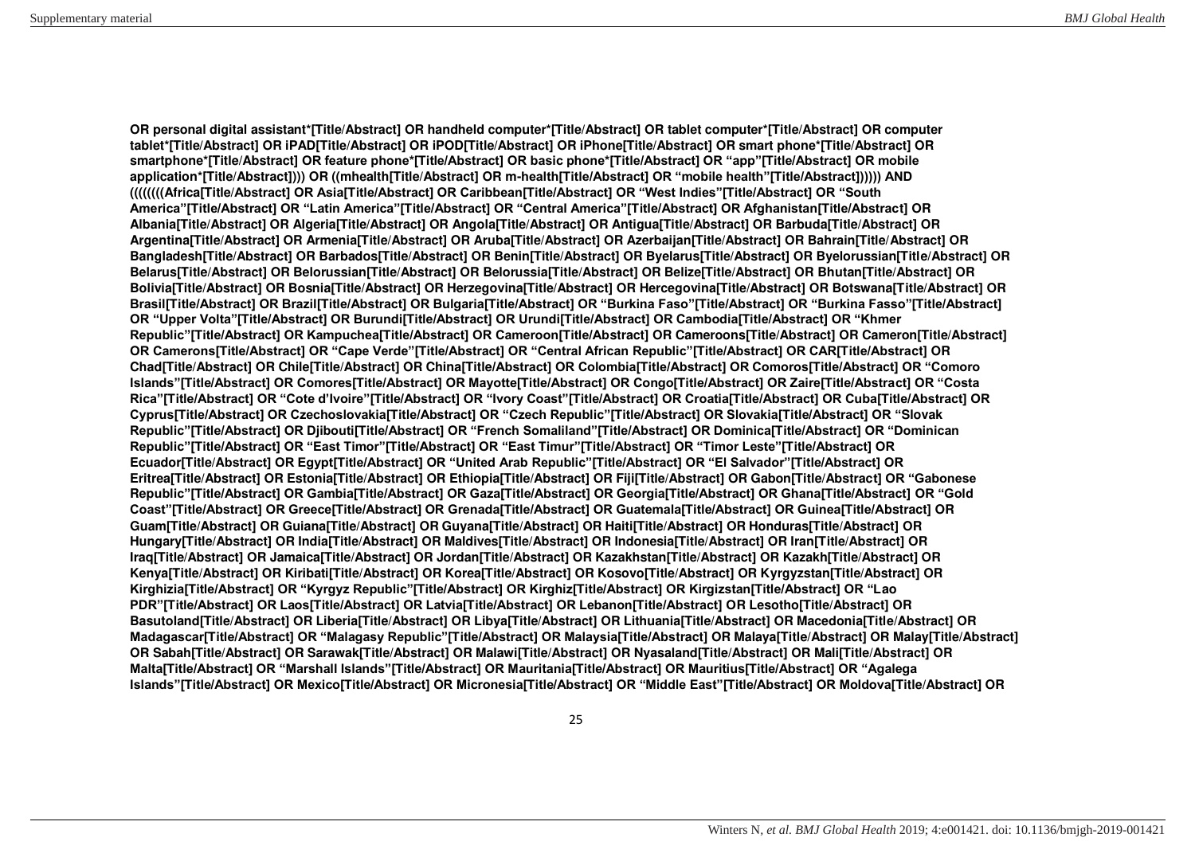**OR personal digital assistant*[Title/Abstract] OR handheld computer*[Title/Abstract] OR tablet computer*[Title/Abstract] OR computer tablet*[Title/Abstract] OR iPAD[Title/Abstract] OR iPOD[Title/Abstract] OR iPhone[Title/Abstract] OR smart phone*[Title/Abstract] OR smartphone*[Title/Abstract] OR feature phone*[Title/Abstract] OR basic phone*[Title/Abstract] OR "app"[Title/Abstract] OR mobile application*[Title/Abstract]))) OR ((mhealth[Title/Abstract] OR m-health[Title/Abstract] OR "mobile health"[Title/Abstract]))))) AND ((((((((Africa[Title/Abstract] OR Asia[Title/Abstract] OR Caribbean[Title/Abstract] OR "West Indies"[Title/Abstract] OR "South America"[Title/Abstract] OR "Latin America"[Title/Abstract] OR "Central America"[Title/Abstract] OR Afghanistan[Title/Abstract] OR Albania[Title/Abstract] OR Algeria[Title/Abstract] OR Angola[Title/Abstract] OR Antigua[Title/Abstract] OR Barbuda[Title/Abstract] OR Argentina[Title/Abstract] OR Armenia[Title/Abstract] OR Aruba[Title/Abstract] OR Azerbaijan[Title/Abstract] OR Bahrain[Title/Abstract] OR Bangladesh[Title/Abstract] OR Barbados[Title/Abstract] OR Benin[Title/Abstract] OR Byelarus[Title/Abstract] OR Byelorussian[Title/Abstract] OR Belarus[Title/Abstract] OR Belorussian[Title/Abstract] OR Belorussia[Title/Abstract] OR Belize[Title/Abstract] OR Bhutan[Title/Abstract] OR Bolivia[Title/Abstract] OR Bosnia[Title/Abstract] OR Herzegovina[Title/Abstract] OR Hercegovina[Title/Abstract] OR Botswana[Title/Abstract] OR Brasil[Title/Abstract] OR Brazil[Title/Abstract] OR Bulgaria[Title/Abstract] OR "Burkina Faso"[Title/Abstract] OR "Burkina Fasso"[Title/Abstract] OR "Upper Volta"[Title/Abstract] OR Burundi[Title/Abstract] OR Urundi[Title/Abstract] OR Cambodia[Title/Abstract] OR "Khmer Republic"[Title/Abstract] OR Kampuchea[Title/Abstract] OR Cameroon[Title/Abstract] OR Cameroons[Title/Abstract] OR Cameron[Title/Abstract] OR Camerons[Title/Abstract] OR "Cape Verde"[Title/Abstract] OR "Central African Republic"[Title/Abstract] OR CAR[Title/Abstract] OR Chad[Title/Abstract] OR Chile[Title/Abstract] OR China[Title/Abstract] OR Colombia[Title/Abstract] OR Comoros[Title/Abstract] OR "Comoro Islands"[Title/Abstract] OR Comores[Title/Abstract] OR Mayotte[Title/Abstract] OR Congo[Title/Abstract] OR Zaire[Title/Abstract] OR "Costa Rica"[Title/Abstract] OR "Cote d'Ivoire"[Title/Abstract] OR "Ivory Coast"[Title/Abstract] OR Croatia[Title/Abstract] OR Cuba[Title/Abstract] OR Cyprus[Title/Abstract] OR Czechoslovakia[Title/Abstract] OR "Czech Republic"[Title/Abstract] OR Slovakia[Title/Abstract] OR "Slovak Republic"[Title/Abstract] OR Djibouti[Title/Abstract] OR "French Somaliland"[Title/Abstract] OR Dominica[Title/Abstract] OR "Dominican Republic"[Title/Abstract] OR "East Timor"[Title/Abstract] OR "East Timur"[Title/Abstract] OR "Timor Leste"[Title/Abstract] OR Ecuador[Title/Abstract] OR Egypt[Title/Abstract] OR "United Arab Republic"[Title/Abstract] OR "El Salvador"[Title/Abstract] OR Eritrea[Title/Abstract] OR Estonia[Title/Abstract] OR Ethiopia[Title/Abstract] OR Fiji[Title/Abstract] OR Gabon[Title/Abstract] OR "Gabonese Republic"[Title/Abstract] OR Gambia[Title/Abstract] OR Gaza[Title/Abstract] OR Georgia[Title/Abstract] OR Ghana[Title/Abstract] OR "Gold Coast"[Title/Abstract] OR Greece[Title/Abstract] OR Grenada[Title/Abstract] OR Guatemala[Title/Abstract] OR Guinea[Title/Abstract] OR Guam[Title/Abstract] OR Guiana[Title/Abstract] OR Guyana[Title/Abstract] OR Haiti[Title/Abstract] OR Honduras[Title/Abstract] OR Hungary[Title/Abstract] OR India[Title/Abstract] OR Maldives[Title/Abstract] OR Indonesia[Title/Abstract] OR Iran[Title/Abstract] OR Iraq[Title/Abstract] OR Jamaica[Title/Abstract] OR Jordan[Title/Abstract] OR Kazakhstan[Title/Abstract] OR Kazakh[Title/Abstract] OR Kenya[Title/Abstract] OR Kiribati[Title/Abstract] OR Korea[Title/Abstract] OR Kosovo[Title/Abstract] OR Kyrgyzstan[Title/Abstract] OR Kirghizia[Title/Abstract] OR "Kyrgyz Republic"[Title/Abstract] OR Kirghiz[Title/Abstract] OR Kirgizstan[Title/Abstract] OR "Lao PDR"[Title/Abstract] OR Laos[Title/Abstract] OR Latvia[Title/Abstract] OR Lebanon[Title/Abstract] OR Lesotho[Title/Abstract] OR Basutoland[Title/Abstract] OR Liberia[Title/Abstract] OR Libya[Title/Abstract] OR Lithuania[Title/Abstract] OR Macedonia[Title/Abstract] OR Madagascar[Title/Abstract] OR "Malagasy Republic"[Title/Abstract] OR Malaysia[Title/Abstract] OR Malaya[Title/Abstract] OR Malay[Title/Abstract] OR Sabah[Title/Abstract] OR Sarawak[Title/Abstract] OR Malawi[Title/Abstract] OR Nyasaland[Title/Abstract] OR Mali[Title/Abstract] OR Malta[Title/Abstract] OR "Marshall Islands"[Title/Abstract] OR Mauritania[Title/Abstract] OR Mauritius[Title/Abstract] OR "Agalega Islands"[Title/Abstract] OR Mexico[Title/Abstract] OR Micronesia[Title/Abstract] OR "Middle East"[Title/Abstract] OR Moldova[Title/Abstract] OR**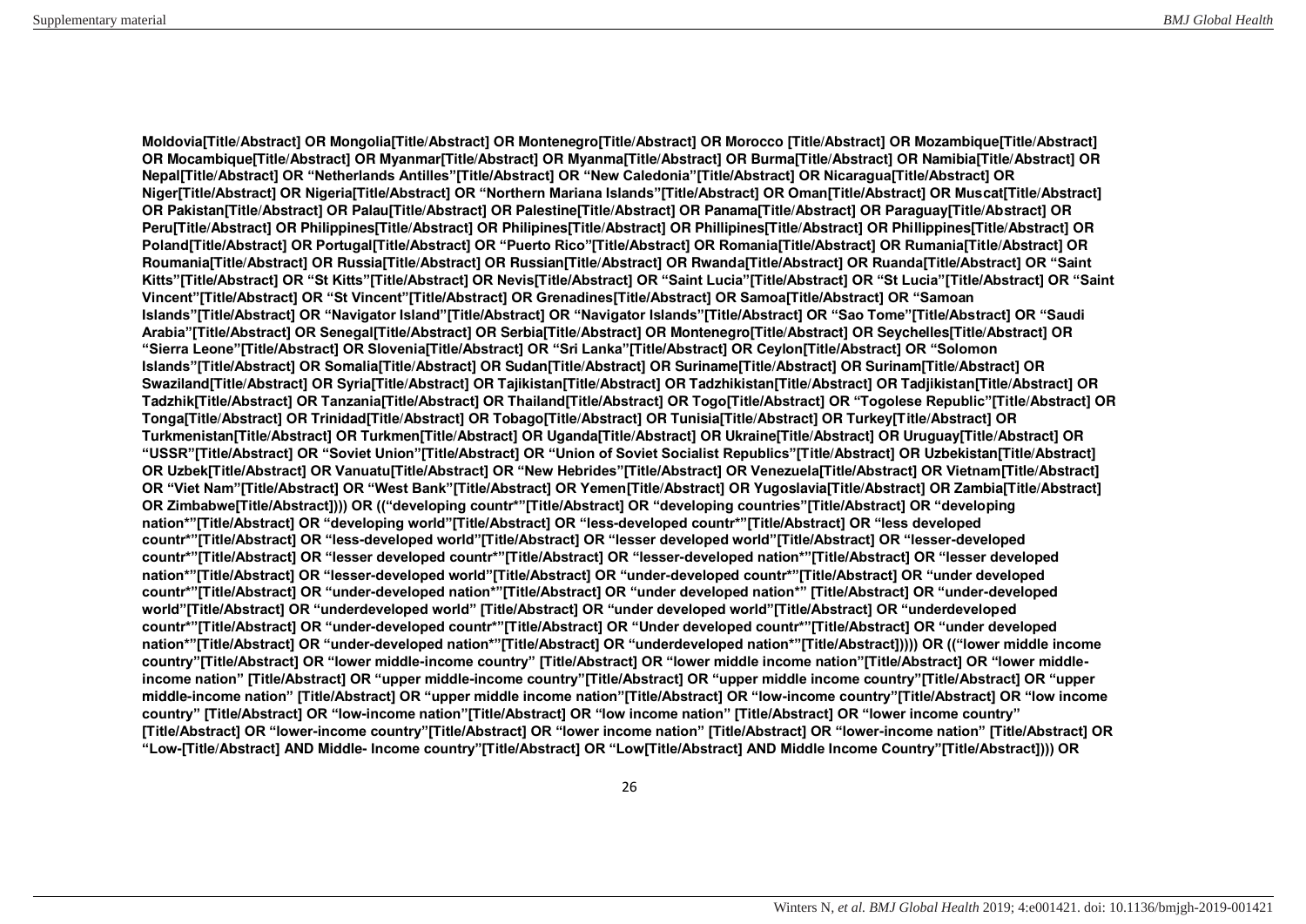**Moldovia[Title/Abstract] OR Mongolia[Title/Abstract] OR Montenegro[Title/Abstract] OR Morocco [Title/Abstract] OR Mozambique[Title/Abstract] OR Mocambique[Title/Abstract] OR Myanmar[Title/Abstract] OR Myanma[Title/Abstract] OR Burma[Title/Abstract] OR Namibia[Title/Abstract] OR Nepal[Title/Abstract] OR "Netherlands Antilles"[Title/Abstract] OR "New Caledonia"[Title/Abstract] OR Nicaragua[Title/Abstract] OR Niger[Title/Abstract] OR Nigeria[Title/Abstract] OR "Northern Mariana Islands"[Title/Abstract] OR Oman[Title/Abstract] OR Muscat[Title/Abstract] OR Pakistan[Title/Abstract] OR Palau[Title/Abstract] OR Palestine[Title/Abstract] OR Panama[Title/Abstract] OR Paraguay[Title/Abstract] OR Peru[Title/Abstract] OR Philippines[Title/Abstract] OR Philipines[Title/Abstract] OR Phillipines[Title/Abstract] OR Phillippines[Title/Abstract] OR Poland[Title/Abstract] OR Portugal[Title/Abstract] OR "Puerto Rico"[Title/Abstract] OR Romania[Title/Abstract] OR Rumania[Title/Abstract] OR Roumania[Title/Abstract] OR Russia[Title/Abstract] OR Russian[Title/Abstract] OR Rwanda[Title/Abstract] OR Ruanda[Title/Abstract] OR "Saint Kitts"[Title/Abstract] OR "St Kitts"[Title/Abstract] OR Nevis[Title/Abstract] OR "Saint Lucia"[Title/Abstract] OR "St Lucia"[Title/Abstract] OR "Saint Vincent"[Title/Abstract] OR "St Vincent"[Title/Abstract] OR Grenadines[Title/Abstract] OR Samoa[Title/Abstract] OR "Samoan Islands"[Title/Abstract] OR "Navigator Island"[Title/Abstract] OR "Navigator Islands"[Title/Abstract] OR "Sao Tome"[Title/Abstract] OR "Saudi Arabia"[Title/Abstract] OR Senegal[Title/Abstract] OR Serbia[Title/Abstract] OR Montenegro[Title/Abstract] OR Seychelles[Title/Abstract] OR "Sierra Leone"[Title/Abstract] OR Slovenia[Title/Abstract] OR "Sri Lanka"[Title/Abstract] OR Ceylon[Title/Abstract] OR "Solomon Islands"[Title/Abstract] OR Somalia[Title/Abstract] OR Sudan[Title/Abstract] OR Suriname[Title/Abstract] OR Surinam[Title/Abstract] OR Swaziland[Title/Abstract] OR Syria[Title/Abstract] OR Tajikistan[Title/Abstract] OR Tadzhikistan[Title/Abstract] OR Tadjikistan[Title/Abstract] OR Tadzhik[Title/Abstract] OR Tanzania[Title/Abstract] OR Thailand[Title/Abstract] OR Togo[Title/Abstract] OR "Togolese Republic"[Title/Abstract] OR Tonga[Title/Abstract] OR Trinidad[Title/Abstract] OR Tobago[Title/Abstract] OR Tunisia[Title/Abstract] OR Turkey[Title/Abstract] OR Turkmenistan[Title/Abstract] OR Turkmen[Title/Abstract] OR Uganda[Title/Abstract] OR Ukraine[Title/Abstract] OR Uruguay[Title/Abstract] OR "USSR"[Title/Abstract] OR "Soviet Union"[Title/Abstract] OR "Union of Soviet Socialist Republics"[Title/Abstract] OR Uzbekistan[Title/Abstract] OR Uzbek[Title/Abstract] OR Vanuatu[Title/Abstract] OR "New Hebrides"[Title/Abstract] OR Venezuela[Title/Abstract] OR Vietnam[Title/Abstract] OR "Viet Nam"[Title/Abstract] OR "West Bank"[Title/Abstract] OR Yemen[Title/Abstract] OR Yugoslavia[Title/Abstract] OR Zambia[Title/Abstract] OR Zimbabwe[Title/Abstract]))) OR (("developing countr*"[Title/Abstract] OR "developing countries"[Title/Abstract] OR "developing nation*"[Title/Abstract] OR "developing world"[Title/Abstract] OR "less-developed countr*"[Title/Abstract] OR "less developed countr*"[Title/Abstract] OR "less-developed world"[Title/Abstract] OR "lesser developed world"[Title/Abstract] OR "lesser-developed countr*"[Title/Abstract] OR "lesser developed countr*"[Title/Abstract] OR "lesser-developed nation*"[Title/Abstract] OR "lesser developed nation*"[Title/Abstract] OR "lesser-developed world"[Title/Abstract] OR "under-developed countr*"[Title/Abstract] OR "under developed countr*"[Title/Abstract] OR "under-developed nation*"[Title/Abstract] OR "under developed nation*" [Title/Abstract] OR "under-developed world"[Title/Abstract] OR "underdeveloped world" [Title/Abstract] OR "under developed world"[Title/Abstract] OR "underdeveloped countr*"[Title/Abstract] OR "under-developed countr*"[Title/Abstract] OR "Under developed countr*"[Title/Abstract] OR "under developed nation*"[Title/Abstract] OR "under-developed nation*"[Title/Abstract] OR "underdeveloped nation*"[Title/Abstract]))) OR (("lower middle income country"[Title/Abstract] OR "lower middle-income country" [Title/Abstract] OR "lower middle income nation"[Title/Abstract] OR "lower middle-income nation" [Title/Abstract] OR "upper middle-income country"[Title/Abstract] OR "upper middle income country"[Title/Abstract] OR "upper middle-income nation" [Title/Abstract] OR "upper middle income nation"[Title/Abstract] OR "low-income country"[Title/Abstract] OR "low income country" [Title/Abstract] OR "low-income nation"[Title/Abstract] OR "low income nation" [Title/Abstract] OR "lower income country" [Title/Abstract] OR "lower-income country"[Title/Abstract] OR "lower income nation" [Title/Abstract] OR "lower-income nation" [Title/Abstract] OR "Low-[Title/Abstract] AND Middle- Income country"[Title/Abstract] OR "Low[Title/Abstract] AND Middle Income Country"[Title/Abstract]))) OR**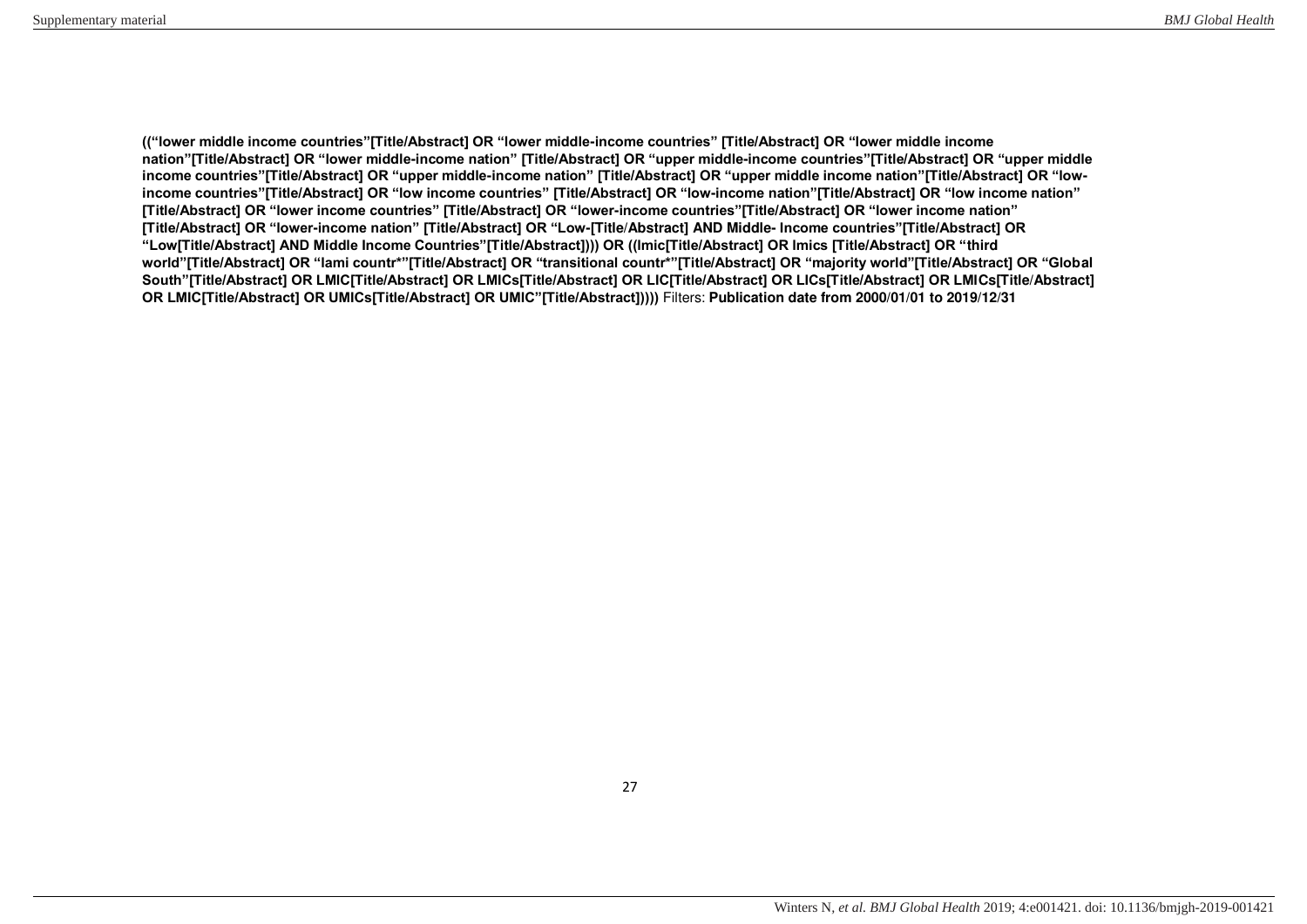**((“lower middle income countries”[Title/Abstract] OR “lower middle-income countries” [Title/Abstract] OR “lower middle income nation”[Title/Abstract] OR “lower middle-income nation” [Title/Abstract] OR “upper middle-income countries”[Title/Abstract] OR “upper middle income countries”[Title/Abstract] OR “upper middle-income nation” [Title/Abstract] OR “upper middle income nation”[Title/Abstract] OR “low-income countries”[Title/Abstract] OR “low income countries” [Title/Abstract] OR “low-income nation”[Title/Abstract] OR “low income nation” [Title/Abstract] OR “lower income countries” [Title/Abstract] OR “lower-income countries”[Title/Abstract] OR “lower income nation” [Title/Abstract] OR “lower-income nation” [Title/Abstract] OR “Low-[Title/Abstract] AND Middle- Income countries”[Title/Abstract] OR “Low[Title/Abstract] AND Middle Income Countries”[Title/Abstract]))) OR ((lmic[Title/Abstract] OR lmics [Title/Abstract] OR “third world”[Title/Abstract] OR “lami countr*”[Title/Abstract] OR “transitional countr*”[Title/Abstract] OR “majority world”[Title/Abstract] OR “Global South”[Title/Abstract] OR LMIC[Title/Abstract] OR LMICs[Title/Abstract] OR LIC[Title/Abstract] OR LICs[Title/Abstract] OR LMICs[Title/Abstract] OR LMIC[Title/Abstract] OR UMICs[Title/Abstract] OR UMIC”[Title/Abstract]))))** Filters: **Publication date from 2000/01/01 to 2019/12/31**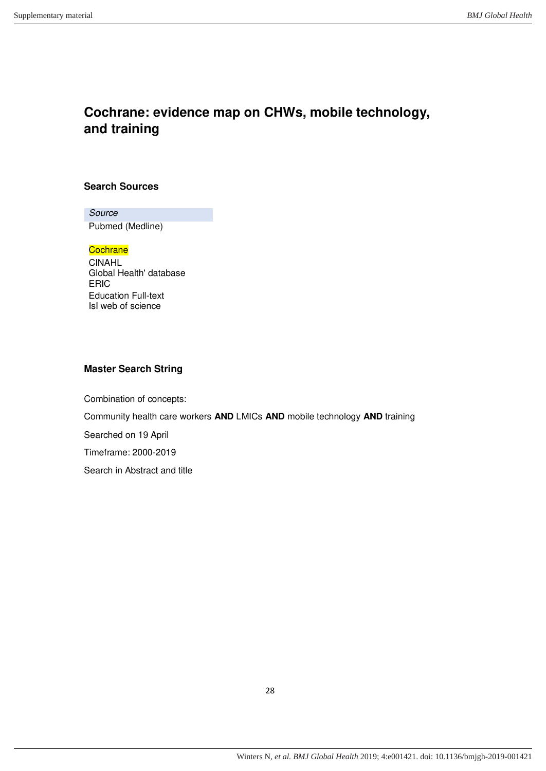# Cochrane: evidence map on CHWs, mobile technology, and training

### Search Sources

| *Source* |
| --- |
| Pubmed (Medline) |
| Cochrane |
| CINAHL |
| Global Health' database |
| ERIC |
| Education Full-text |
| Isl web of science |

### Master Search String

Combination of concepts:

Community health care workers **AND** LMICs **AND** mobile technology **AND** training

Searched on 19 April

Timeframe: 2000-2019

Search in Abstract and title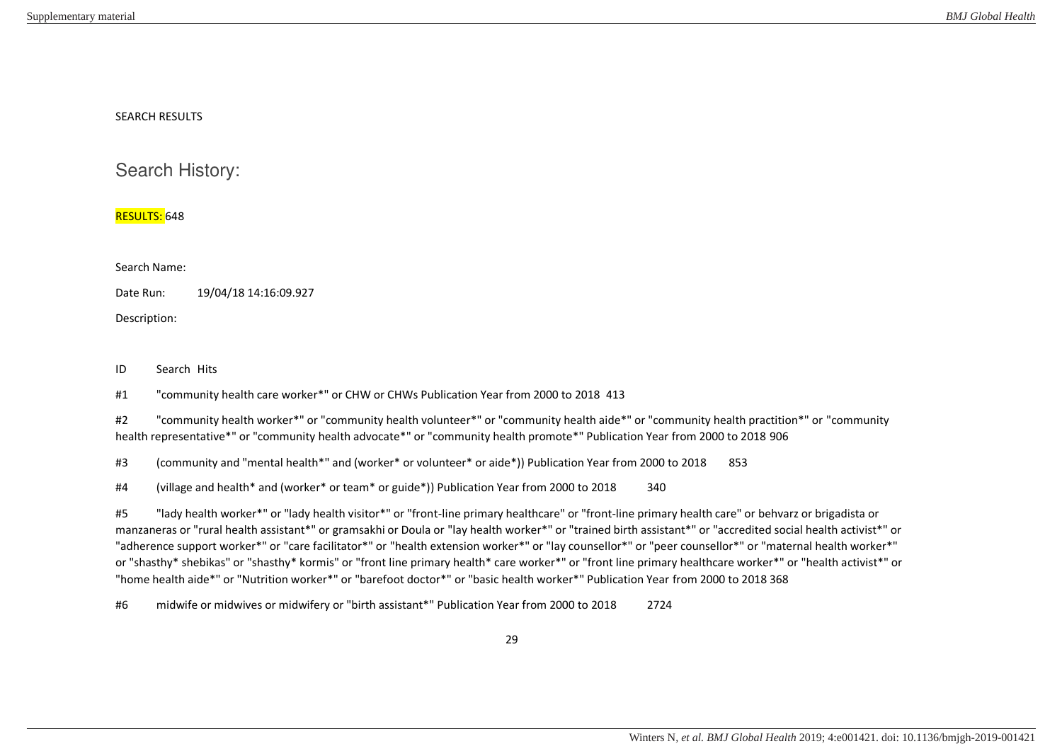SEARCH RESULTS

## Search History:

RESULTS: 648

Search Name:

Date Run: 19/04/18 14:16:09.927

Description:

| ID | Search | Hits |
|---|---|---|
| #1 | "community health care worker*" or CHW or CHWs Publication Year from 2000 to 2018 | 413 |
| #2 | "community health worker*" or "community health volunteer*" or "community health aide*" or "community health practition*" or "community health representative*" or "community health advocate*" or "community health promote*" Publication Year from 2000 to 2018 | 906 |
| #3 | (community and "mental health*" and (worker* or volunteer* or aide*)) Publication Year from 2000 to 2018 | 853 |
| #4 | (village and health* and (worker* or team* or guide*)) Publication Year from 2000 to 2018 | 340 |
| #5 | "lady health worker*" or "lady health visitor*" or "front-line primary healthcare" or "front-line primary health care" or behvarz or brigadista or manzaneras or "rural health assistant*" or gramsakhi or Doula or "lay health worker*" or "trained birth assistant*" or "accredited social health activist*" or "adherence support worker*" or "care facilitator*" or "health extension worker*" or "lay counsellor*" or "peer counsellor*" or "maternal health worker*" or "shasthy* shebikas" or "shasthy* kormis" or "front line primary health* care worker*" or "front line primary healthcare worker*" or "health activist*" or "home health aide*" or "Nutrition worker*" or "barefoot doctor*" or "basic health worker*" Publication Year from 2000 to 2018 | 368 |
| #6 | midwife or midwives or midwifery or "birth assistant*" Publication Year from 2000 to 2018 | 2724 |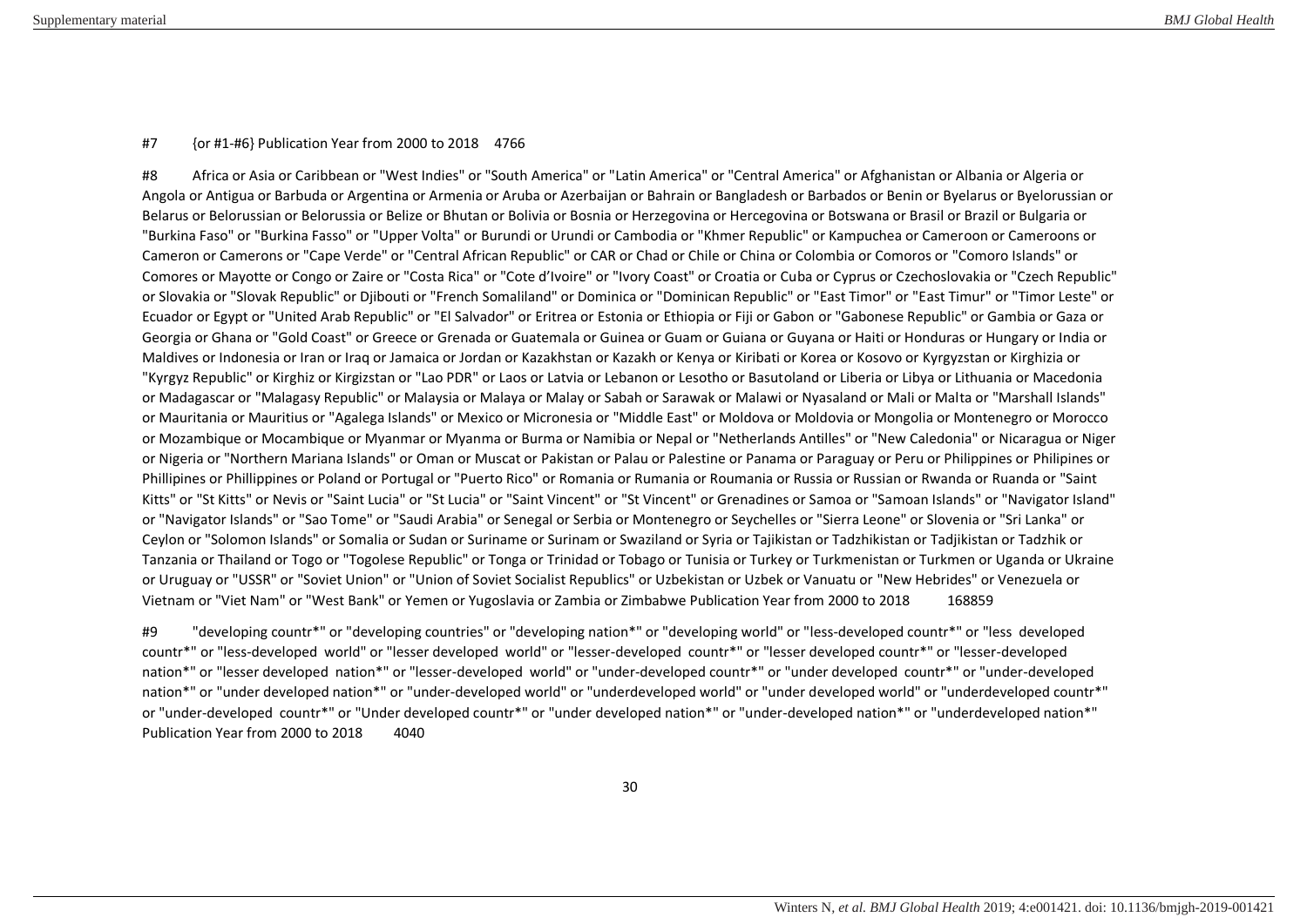#7 {or #1-#6} Publication Year from 2000 to 2018 4766

#8 Africa or Asia or Caribbean or "West Indies" or "South America" or "Latin America" or "Central America" or Afghanistan or Albania or Algeria or Angola or Antigua or Barbuda or Argentina or Armenia or Aruba or Azerbaijan or Bahrain or Bangladesh or Barbados or Benin or Byelarus or Byelorussian or Belarus or Belorussian or Belorussia or Belize or Bhutan or Bolivia or Bosnia or Herzegovina or Hercegovina or Botswana or Brasil or Brazil or Bulgaria or "Burkina Faso" or "Burkina Fasso" or "Upper Volta" or Burundi or Urundi or Cambodia or "Khmer Republic" or Kampuchea or Cameroon or Cameroons or Cameron or Camerons or "Cape Verde" or "Central African Republic" or CAR or Chad or Chile or China or Colombia or Comoros or "Comoro Islands" or Comores or Mayotte or Congo or Zaire or "Costa Rica" or "Cote d'Ivoire" or "Ivory Coast" or Croatia or Cuba or Cyprus or Czechoslovakia or "Czech Republic" or Slovakia or "Slovak Republic" or Djibouti or "French Somaliland" or Dominica or "Dominican Republic" or "East Timor" or "East Timur" or "Timor Leste" or Ecuador or Egypt or "United Arab Republic" or "El Salvador" or Eritrea or Estonia or Ethiopia or Fiji or Gabon or "Gabonese Republic" or Gambia or Gaza or Georgia or Ghana or "Gold Coast" or Greece or Grenada or Guatemala or Guinea or Guam or Guiana or Guyana or Haiti or Honduras or Hungary or India or Maldives or Indonesia or Iran or Iraq or Jamaica or Jordan or Kazakhstan or Kazakh or Kenya or Kiribati or Korea or Kosovo or Kyrgyzstan or Kirghizia or "Kyrgyz Republic" or Kirghiz or Kirgizstan or "Lao PDR" or Laos or Latvia or Lebanon or Lesotho or Basutoland or Liberia or Libya or Lithuania or Macedonia or Madagascar or "Malagasy Republic" or Malaysia or Malaya or Malay or Sabah or Sarawak or Malawi or Nyasaland or Mali or Malta or "Marshall Islands" or Mauritania or Mauritius or "Agalega Islands" or Mexico or Micronesia or "Middle East" or Moldova or Moldovia or Mongolia or Montenegro or Morocco or Mozambique or Mocambique or Myanmar or Myanma or Burma or Namibia or Nepal or "Netherlands Antilles" or "New Caledonia" or Nicaragua or Niger or Nigeria or "Northern Mariana Islands" or Oman or Muscat or Pakistan or Palau or Palestine or Panama or Paraguay or Peru or Philippines or Philipines or Phillipines or Phillippines or Poland or Portugal or "Puerto Rico" or Romania or Rumania or Roumania or Russia or Russian or Rwanda or Ruanda or "Saint Kitts" or "St Kitts" or Nevis or "Saint Lucia" or "St Lucia" or "Saint Vincent" or "St Vincent" or Grenadines or Samoa or "Samoan Islands" or "Navigator Island" or "Navigator Islands" or "Sao Tome" or "Saudi Arabia" or Senegal or Serbia or Montenegro or Seychelles or "Sierra Leone" or Slovenia or "Sri Lanka" or Ceylon or "Solomon Islands" or Somalia or Sudan or Suriname or Surinam or Swaziland or Syria or Tajikistan or Tadzhikistan or Tadjikistan or Tadzhik or Tanzania or Thailand or Togo or "Togolese Republic" or Tonga or Trinidad or Tobago or Tunisia or Turkey or Turkmenistan or Turkmen or Uganda or Ukraine or Uruguay or "USSR" or "Soviet Union" or "Union of Soviet Socialist Republics" or Uzbekistan or Uzbek or Vanuatu or "New Hebrides" or Venezuela or Vietnam or "Viet Nam" or "West Bank" or Yemen or Yugoslavia or Zambia or Zimbabwe Publication Year from 2000 to 2018 168859

#9 "developing countr*" or "developing countries" or "developing nation*" or "developing world" or "less-developed countr*" or "less developed countr*" or "less-developed world" or "lesser developed world" or "lesser-developed countr*" or "lesser developed countr*" or "lesser-developed nation*" or "lesser developed nation*" or "lesser-developed world" or "under-developed countr*" or "under developed countr*" or "under-developed nation*" or "under developed nation*" or "under-developed world" or "underdeveloped world" or "under developed world" or "underdeveloped countr*" or "under-developed countr*" or "Under developed countr*" or "under developed nation*" or "under-developed nation*" or "underdeveloped nation*" Publication Year from 2000 to 2018 4040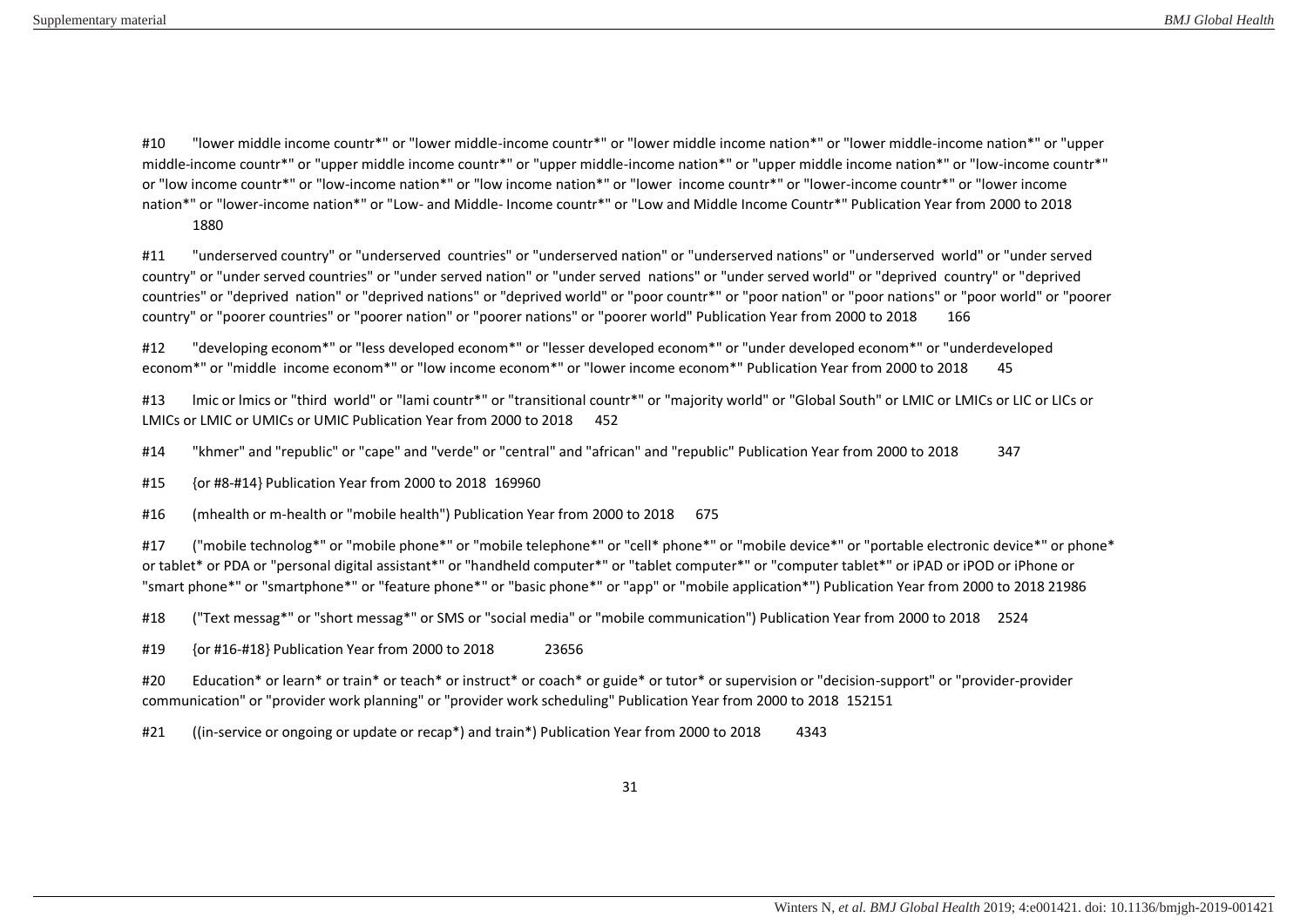#10 "lower middle income countr*" or "lower middle-income countr*" or "lower middle income nation*" or "lower middle-income nation*" or "upper middle-income countr*" or "upper middle income countr*" or "upper middle-income nation*" or "upper middle income nation*" or "low-income countr*" or "low income countr*" or "low-income nation*" or "low income nation*" or "lower income countr*" or "lower-income countr*" or "lower income nation*" or "lower-income nation*" or "Low- and Middle- Income countr*" or "Low and Middle Income Countr*" Publication Year from 2000 to 2018 1880

#11 "underserved country" or "underserved countries" or "underserved nation" or "underserved nations" or "underserved world" or "under served country" or "under served countries" or "under served nation" or "under served nations" or "under served world" or "deprived country" or "deprived countries" or "deprived nation" or "deprived nations" or "deprived world" or "poor countr*" or "poor nation" or "poor nations" or "poor world" or "poorer country" or "poorer countries" or "poorer nation" or "poorer nations" or "poorer world" Publication Year from 2000 to 2018 166

#12 "developing econom*" or "less developed econom*" or "lesser developed econom*" or "under developed econom*" or "underdeveloped econom*" or "middle income econom*" or "low income econom*" or "lower income econom*" Publication Year from 2000 to 2018 45

#13 lmic or lmics or "third world" or "lami countr*" or "transitional countr*" or "majority world" or "Global South" or LMIC or LMICs or LIC or LICs or LMICs or LMIC or UMICs or UMIC Publication Year from 2000 to 2018 452

#14 "khmer" and "republic" or "cape" and "verde" or "central" and "african" and "republic" Publication Year from 2000 to 2018 347

#15 {or #8-#14} Publication Year from 2000 to 2018 169960

#16 (mhealth or m-health or "mobile health") Publication Year from 2000 to 2018 675

#17 ("mobile technolog*" or "mobile phone*" or "mobile telephone*" or "cell* phone*" or "mobile device*" or "portable electronic device*" or phone* or tablet* or PDA or "personal digital assistant*" or "handheld computer*" or "tablet computer*" or "computer tablet*" or iPAD or iPOD or iPhone or "smart phone*" or "smartphone*" or "feature phone*" or "basic phone*" or "app" or "mobile application*") Publication Year from 2000 to 2018 21986

#18 ("Text messag*" or "short messag*" or SMS or "social media" or "mobile communication") Publication Year from 2000 to 2018 2524

#19 {or #16-#18} Publication Year from 2000 to 2018 23656

#20 Education* or learn* or train* or teach* or instruct* or coach* or guide* or tutor* or supervision or "decision-support" or "provider-provider communication" or "provider work planning" or "provider work scheduling" Publication Year from 2000 to 2018 152151

#21 ((in-service or ongoing or update or recap*) and train*) Publication Year from 2000 to 2018 4343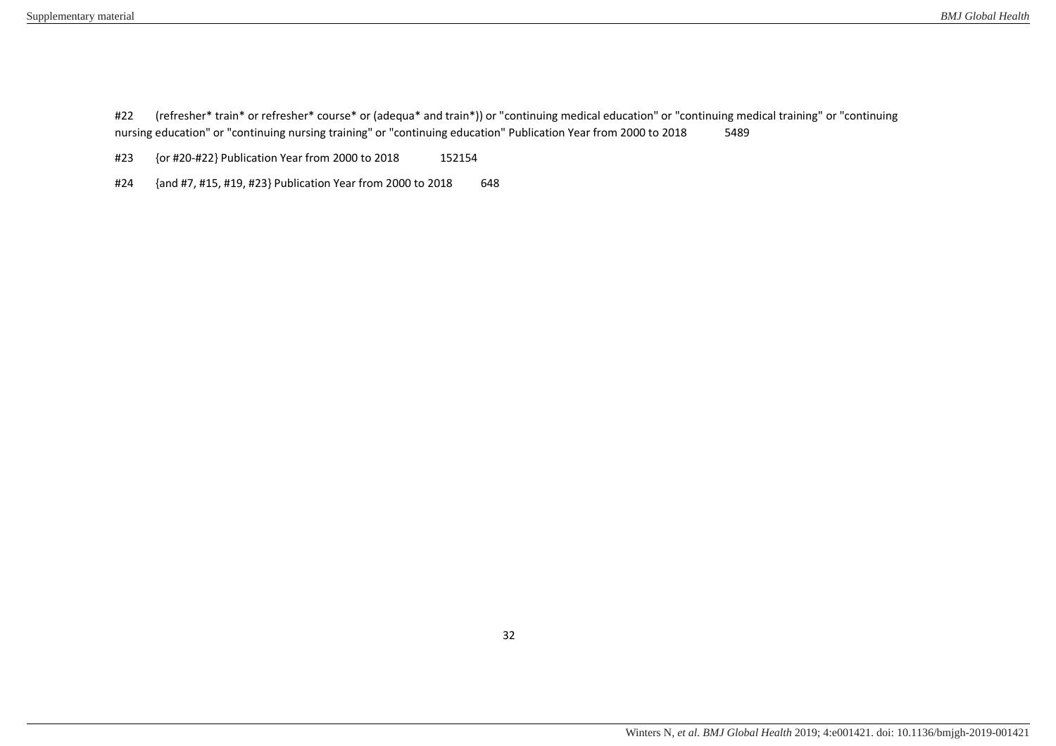#22 (refresher* train* or refresher* course* or (adequa* and train*)) or "continuing medical education" or "continuing medical training" or "continuing nursing education" or "continuing nursing training" or "continuing education" Publication Year from 2000 to 2018 5489

#23 {or #20-#22} Publication Year from 2000 to 2018 152154

#24 {and #7, #15, #19, #23} Publication Year from 2000 to 2018 648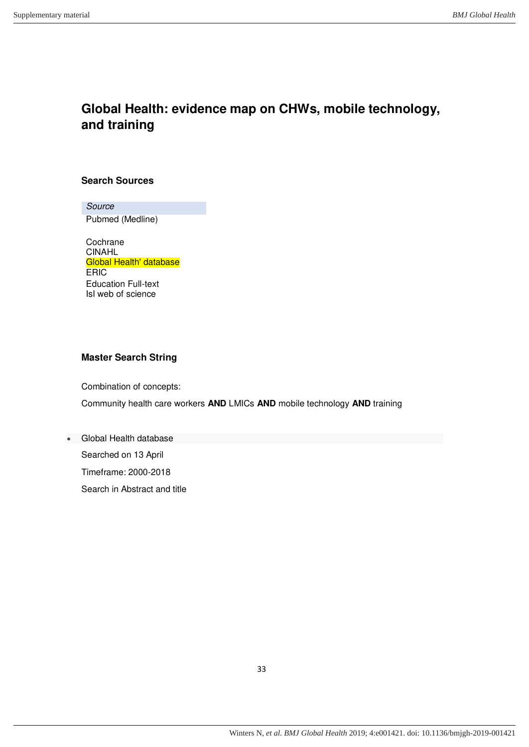## Global Health: evidence map on CHWs, mobile technology, and training

### Search Sources

| *Source* |
| --- |
| Pubmed (Medline) |
| |
| Cochrane |
| CINAHL |
| Global Health' database |
| ERIC |
| Education Full-text |
| Isl web of science |

### Master Search String

Combination of concepts:

Community health care workers **AND** LMICs **AND** mobile technology **AND** training

- Global Health database

  Searched on 13 April

  Timeframe: 2000-2018

  Search in Abstract and title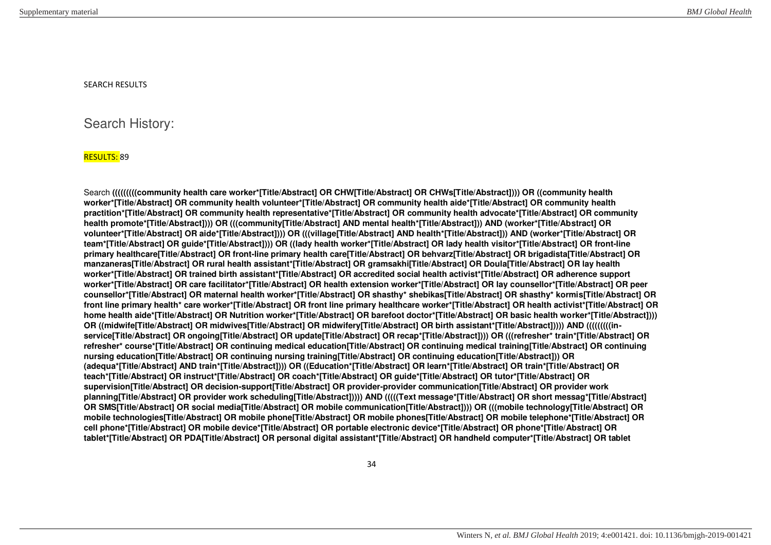SEARCH RESULTS

## Search History:

RESULTS: 89

Search **(((((((((community health care worker*[Title/Abstract] OR CHW[Title/Abstract] OR CHWs[Title/Abstract]))) OR ((community health worker*[Title/Abstract] OR community health volunteer*[Title/Abstract] OR community health aide*[Title/Abstract] OR community health practition*[Title/Abstract] OR community health representative*[Title/Abstract] OR community health advocate*[Title/Abstract] OR community health promote*[Title/Abstract]))) OR (((community[Title/Abstract] AND mental health*[Title/Abstract])) AND (worker*[Title/Abstract] OR volunteer*[Title/Abstract] OR aide*[Title/Abstract]))) OR (((village[Title/Abstract] AND health*[Title/Abstract])) AND (worker*[Title/Abstract] OR team*[Title/Abstract] OR guide*[Title/Abstract]))) OR ((lady health worker*[Title/Abstract] OR lady health visitor*[Title/Abstract] OR front-line primary healthcare[Title/Abstract] OR front-line primary health care[Title/Abstract] OR behvarz[Title/Abstract] OR brigadista[Title/Abstract] OR manzaneras[Title/Abstract] OR rural health assistant*[Title/Abstract] OR gramsakhi[Title/Abstract] OR Doula[Title/Abstract] OR lay health worker*[Title/Abstract] OR trained birth assistant*[Title/Abstract] OR accredited social health activist*[Title/Abstract] OR adherence support worker*[Title/Abstract] OR care facilitator*[Title/Abstract] OR health extension worker*[Title/Abstract] OR lay counsellor*[Title/Abstract] OR peer counsellor*[Title/Abstract] OR maternal health worker*[Title/Abstract] OR shasthy* shebikas[Title/Abstract] OR shasthy* kormis[Title/Abstract] OR front line primary health* care worker*[Title/Abstract] OR front line primary healthcare worker*[Title/Abstract] OR health activist*[Title/Abstract] OR home health aide*[Title/Abstract] OR Nutrition worker*[Title/Abstract] OR barefoot doctor*[Title/Abstract] OR basic health worker*[Title/Abstract]))) OR ((midwife[Title/Abstract] OR midwives[Title/Abstract] OR midwifery[Title/Abstract] OR birth assistant*[Title/Abstract])))) AND ((((((((in-service[Title/Abstract] OR ongoing[Title/Abstract] OR update[Title/Abstract] OR recap*[Title/Abstract]))) OR (((refresher* train*[Title/Abstract] OR refresher* course*[Title/Abstract] OR continuing medical education[Title/Abstract] OR continuing medical training[Title/Abstract] OR continuing nursing education[Title/Abstract] OR continuing nursing training[Title/Abstract] OR continuing education[Title/Abstract])) OR (adequa*[Title/Abstract] AND train*[Title/Abstract]))) OR ((Education*[Title/Abstract] OR learn*[Title/Abstract] OR train*[Title/Abstract] OR teach*[Title/Abstract] OR instruct*[Title/Abstract] OR coach*[Title/Abstract] OR guide*[Title/Abstract] OR tutor*[Title/Abstract] OR supervision[Title/Abstract] OR decision-support[Title/Abstract] OR provider-provider communication[Title/Abstract] OR provider work planning[Title/Abstract] OR provider work scheduling[Title/Abstract]))))) AND (((((Text message*[Title/Abstract] OR short messag*[Title/Abstract] OR SMS[Title/Abstract] OR social media[Title/Abstract] OR mobile communication[Title/Abstract]))) OR (((mobile technology[Title/Abstract] OR mobile technologies[Title/Abstract] OR mobile phone[Title/Abstract] OR mobile phones[Title/Abstract] OR mobile telephone*[Title/Abstract] OR cell phone*[Title/Abstract] OR mobile device*[Title/Abstract] OR portable electronic device*[Title/Abstract] OR phone*[Title/Abstract] OR tablet*[Title/Abstract] OR PDA[Title/Abstract] OR personal digital assistant*[Title/Abstract] OR handheld computer*[Title/Abstract] OR tablet**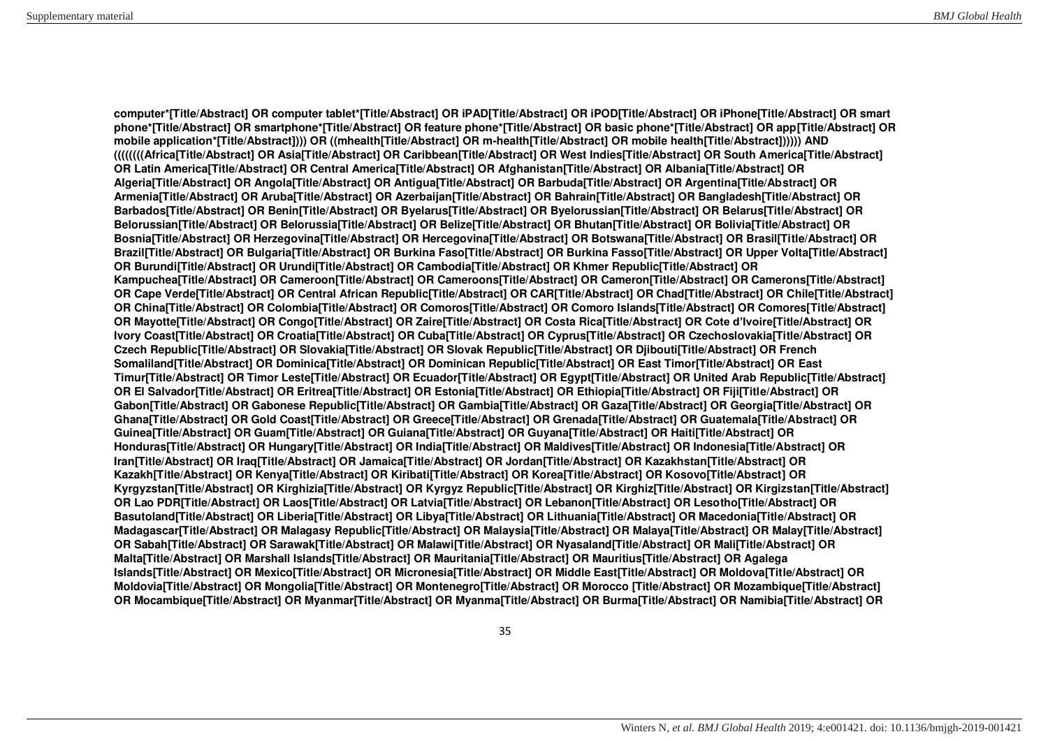**computer*[Title/Abstract] OR computer tablet*[Title/Abstract] OR iPAD[Title/Abstract] OR iPOD[Title/Abstract] OR iPhone[Title/Abstract] OR smart phone*[Title/Abstract] OR smartphone*[Title/Abstract] OR feature phone*[Title/Abstract] OR basic phone*[Title/Abstract] OR app[Title/Abstract] OR mobile application*[Title/Abstract]))) OR ((mhealth[Title/Abstract] OR m-health[Title/Abstract] OR mobile health[Title/Abstract]))))) AND ((((((((Africa[Title/Abstract] OR Asia[Title/Abstract] OR Caribbean[Title/Abstract] OR West Indies[Title/Abstract] OR South America[Title/Abstract] OR Latin America[Title/Abstract] OR Central America[Title/Abstract] OR Afghanistan[Title/Abstract] OR Albania[Title/Abstract] OR Algeria[Title/Abstract] OR Angola[Title/Abstract] OR Antigua[Title/Abstract] OR Barbuda[Title/Abstract] OR Argentina[Title/Abstract] OR Armenia[Title/Abstract] OR Aruba[Title/Abstract] OR Azerbaijan[Title/Abstract] OR Bahrain[Title/Abstract] OR Bangladesh[Title/Abstract] OR Barbados[Title/Abstract] OR Benin[Title/Abstract] OR Byelarus[Title/Abstract] OR Byelorussian[Title/Abstract] OR Belarus[Title/Abstract] OR Belorussian[Title/Abstract] OR Belorussia[Title/Abstract] OR Belize[Title/Abstract] OR Bhutan[Title/Abstract] OR Bolivia[Title/Abstract] OR Bosnia[Title/Abstract] OR Herzegovina[Title/Abstract] OR Hercegovina[Title/Abstract] OR Botswana[Title/Abstract] OR Brasil[Title/Abstract] OR Brazil[Title/Abstract] OR Bulgaria[Title/Abstract] OR Burkina Faso[Title/Abstract] OR Burkina Fasso[Title/Abstract] OR Upper Volta[Title/Abstract] OR Burundi[Title/Abstract] OR Urundi[Title/Abstract] OR Cambodia[Title/Abstract] OR Khmer Republic[Title/Abstract] OR Kampuchea[Title/Abstract] OR Cameroon[Title/Abstract] OR Cameroons[Title/Abstract] OR Cameron[Title/Abstract] OR Camerons[Title/Abstract] OR Cape Verde[Title/Abstract] OR Central African Republic[Title/Abstract] OR CAR[Title/Abstract] OR Chad[Title/Abstract] OR Chile[Title/Abstract] OR China[Title/Abstract] OR Colombia[Title/Abstract] OR Comoros[Title/Abstract] OR Comoro Islands[Title/Abstract] OR Comores[Title/Abstract] OR Mayotte[Title/Abstract] OR Congo[Title/Abstract] OR Zaire[Title/Abstract] OR Costa Rica[Title/Abstract] OR Cote d'Ivoire[Title/Abstract] OR Ivory Coast[Title/Abstract] OR Croatia[Title/Abstract] OR Cuba[Title/Abstract] OR Cyprus[Title/Abstract] OR Czechoslovakia[Title/Abstract] OR Czech Republic[Title/Abstract] OR Slovakia[Title/Abstract] OR Slovak Republic[Title/Abstract] OR Djibouti[Title/Abstract] OR French Somaliland[Title/Abstract] OR Dominica[Title/Abstract] OR Dominican Republic[Title/Abstract] OR East Timor[Title/Abstract] OR East Timur[Title/Abstract] OR Timor Leste[Title/Abstract] OR Ecuador[Title/Abstract] OR Egypt[Title/Abstract] OR United Arab Republic[Title/Abstract] OR El Salvador[Title/Abstract] OR Eritrea[Title/Abstract] OR Estonia[Title/Abstract] OR Ethiopia[Title/Abstract] OR Fiji[Title/Abstract] OR Gabon[Title/Abstract] OR Gabonese Republic[Title/Abstract] OR Gambia[Title/Abstract] OR Gaza[Title/Abstract] OR Georgia[Title/Abstract] OR Ghana[Title/Abstract] OR Gold Coast[Title/Abstract] OR Greece[Title/Abstract] OR Grenada[Title/Abstract] OR Guatemala[Title/Abstract] OR Guinea[Title/Abstract] OR Guam[Title/Abstract] OR Guiana[Title/Abstract] OR Guyana[Title/Abstract] OR Haiti[Title/Abstract] OR Honduras[Title/Abstract] OR Hungary[Title/Abstract] OR India[Title/Abstract] OR Maldives[Title/Abstract] OR Indonesia[Title/Abstract] OR Iran[Title/Abstract] OR Iraq[Title/Abstract] OR Jamaica[Title/Abstract] OR Jordan[Title/Abstract] OR Kazakhstan[Title/Abstract] OR Kazakh[Title/Abstract] OR Kenya[Title/Abstract] OR Kiribati[Title/Abstract] OR Korea[Title/Abstract] OR Kosovo[Title/Abstract] OR Kyrgyzstan[Title/Abstract] OR Kirghizia[Title/Abstract] OR Kyrgyz Republic[Title/Abstract] OR Kirghiz[Title/Abstract] OR Kirgizstan[Title/Abstract] OR Lao PDR[Title/Abstract] OR Laos[Title/Abstract] OR Latvia[Title/Abstract] OR Lebanon[Title/Abstract] OR Lesotho[Title/Abstract] OR Basutoland[Title/Abstract] OR Liberia[Title/Abstract] OR Libya[Title/Abstract] OR Lithuania[Title/Abstract] OR Macedonia[Title/Abstract] OR Madagascar[Title/Abstract] OR Malagasy Republic[Title/Abstract] OR Malaysia[Title/Abstract] OR Malaya[Title/Abstract] OR Malay[Title/Abstract] OR Sabah[Title/Abstract] OR Sarawak[Title/Abstract] OR Malawi[Title/Abstract] OR Nyasaland[Title/Abstract] OR Mali[Title/Abstract] OR Malta[Title/Abstract] OR Marshall Islands[Title/Abstract] OR Mauritania[Title/Abstract] OR Mauritius[Title/Abstract] OR Agalega Islands[Title/Abstract] OR Mexico[Title/Abstract] OR Micronesia[Title/Abstract] OR Middle East[Title/Abstract] OR Moldova[Title/Abstract] OR Moldovia[Title/Abstract] OR Mongolia[Title/Abstract] OR Montenegro[Title/Abstract] OR Morocco [Title/Abstract] OR Mozambique[Title/Abstract] OR Mocambique[Title/Abstract] OR Myanmar[Title/Abstract] OR Myanma[Title/Abstract] OR Burma[Title/Abstract] OR Namibia[Title/Abstract] OR**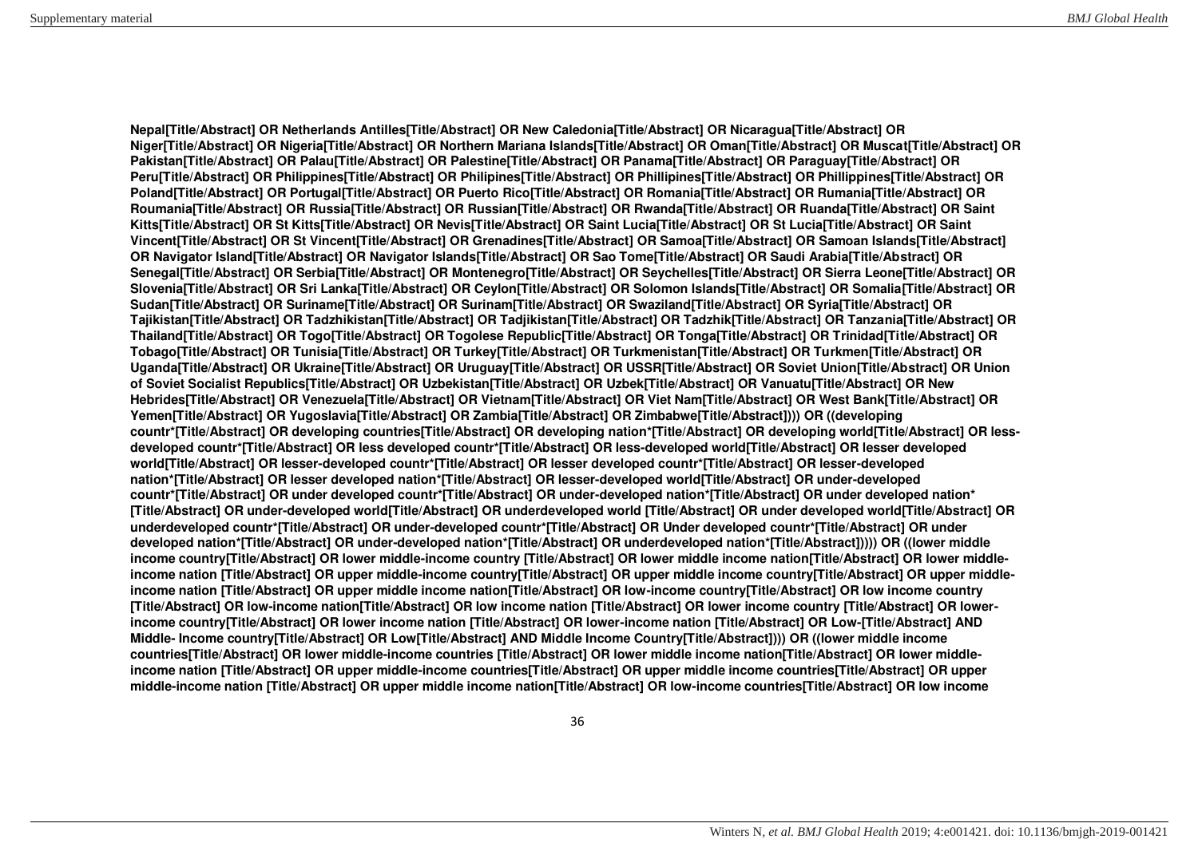**Nepal[Title/Abstract] OR Netherlands Antilles[Title/Abstract] OR New Caledonia[Title/Abstract] OR Nicaragua[Title/Abstract] OR Niger[Title/Abstract] OR Nigeria[Title/Abstract] OR Northern Mariana Islands[Title/Abstract] OR Oman[Title/Abstract] OR Muscat[Title/Abstract] OR Pakistan[Title/Abstract] OR Palau[Title/Abstract] OR Palestine[Title/Abstract] OR Panama[Title/Abstract] OR Paraguay[Title/Abstract] OR Peru[Title/Abstract] OR Philippines[Title/Abstract] OR Philipines[Title/Abstract] OR Phillipines[Title/Abstract] OR Phillippines[Title/Abstract] OR Poland[Title/Abstract] OR Portugal[Title/Abstract] OR Puerto Rico[Title/Abstract] OR Romania[Title/Abstract] OR Rumania[Title/Abstract] OR Roumania[Title/Abstract] OR Russia[Title/Abstract] OR Russian[Title/Abstract] OR Rwanda[Title/Abstract] OR Ruanda[Title/Abstract] OR Saint Kitts[Title/Abstract] OR St Kitts[Title/Abstract] OR Nevis[Title/Abstract] OR Saint Lucia[Title/Abstract] OR St Lucia[Title/Abstract] OR Saint Vincent[Title/Abstract] OR St Vincent[Title/Abstract] OR Grenadines[Title/Abstract] OR Samoa[Title/Abstract] OR Samoan Islands[Title/Abstract] OR Navigator Island[Title/Abstract] OR Navigator Islands[Title/Abstract] OR Sao Tome[Title/Abstract] OR Saudi Arabia[Title/Abstract] OR Senegal[Title/Abstract] OR Serbia[Title/Abstract] OR Montenegro[Title/Abstract] OR Seychelles[Title/Abstract] OR Sierra Leone[Title/Abstract] OR Slovenia[Title/Abstract] OR Sri Lanka[Title/Abstract] OR Ceylon[Title/Abstract] OR Solomon Islands[Title/Abstract] OR Somalia[Title/Abstract] OR Sudan[Title/Abstract] OR Suriname[Title/Abstract] OR Surinam[Title/Abstract] OR Swaziland[Title/Abstract] OR Syria[Title/Abstract] OR Tajikistan[Title/Abstract] OR Tadzhikistan[Title/Abstract] OR Tadjikistan[Title/Abstract] OR Tadzhik[Title/Abstract] OR Tanzania[Title/Abstract] OR Thailand[Title/Abstract] OR Togo[Title/Abstract] OR Togolese Republic[Title/Abstract] OR Tonga[Title/Abstract] OR Trinidad[Title/Abstract] OR Tobago[Title/Abstract] OR Tunisia[Title/Abstract] OR Turkey[Title/Abstract] OR Turkmenistan[Title/Abstract] OR Turkmen[Title/Abstract] OR Uganda[Title/Abstract] OR Ukraine[Title/Abstract] OR Uruguay[Title/Abstract] OR USSR[Title/Abstract] OR Soviet Union[Title/Abstract] OR Union of Soviet Socialist Republics[Title/Abstract] OR Uzbekistan[Title/Abstract] OR Uzbek[Title/Abstract] OR Vanuatu[Title/Abstract] OR New Hebrides[Title/Abstract] OR Venezuela[Title/Abstract] OR Vietnam[Title/Abstract] OR Viet Nam[Title/Abstract] OR West Bank[Title/Abstract] OR Yemen[Title/Abstract] OR Yugoslavia[Title/Abstract] OR Zambia[Title/Abstract] OR Zimbabwe[Title/Abstract]))) OR ((developing countr*[Title/Abstract] OR developing countries[Title/Abstract] OR developing nation*[Title/Abstract] OR developing world[Title/Abstract] OR less-developed countr*[Title/Abstract] OR less developed countr*[Title/Abstract] OR less-developed world[Title/Abstract] OR lesser developed world[Title/Abstract] OR lesser-developed countr*[Title/Abstract] OR lesser developed countr*[Title/Abstract] OR lesser-developed nation*[Title/Abstract] OR lesser developed nation*[Title/Abstract] OR lesser-developed world[Title/Abstract] OR under-developed countr*[Title/Abstract] OR under developed countr*[Title/Abstract] OR under-developed nation*[Title/Abstract] OR under developed nation* [Title/Abstract] OR under-developed world[Title/Abstract] OR underdeveloped world [Title/Abstract] OR under developed world[Title/Abstract] OR underdeveloped countr*[Title/Abstract] OR under-developed countr*[Title/Abstract] OR Under developed countr*[Title/Abstract] OR under developed nation*[Title/Abstract] OR under-developed nation*[Title/Abstract] OR underdeveloped nation*[Title/Abstract]))) OR ((lower middle income country[Title/Abstract] OR lower middle-income country [Title/Abstract] OR lower middle income nation[Title/Abstract] OR lower middle-income nation [Title/Abstract] OR upper middle-income country[Title/Abstract] OR upper middle income country[Title/Abstract] OR upper middle-income nation [Title/Abstract] OR upper middle income nation[Title/Abstract] OR low-income country[Title/Abstract] OR low income country [Title/Abstract] OR low-income nation[Title/Abstract] OR low income nation [Title/Abstract] OR lower income country [Title/Abstract] OR lower-income country[Title/Abstract] OR lower income nation [Title/Abstract] OR lower-income nation [Title/Abstract] OR Low-[Title/Abstract] AND Middle- Income country[Title/Abstract] OR Low[Title/Abstract] AND Middle Income Country[Title/Abstract]))) OR ((lower middle income countries[Title/Abstract] OR lower middle-income countries [Title/Abstract] OR lower middle income nation[Title/Abstract] OR lower middle-income nation [Title/Abstract] OR upper middle-income countries[Title/Abstract] OR upper middle income countries[Title/Abstract] OR upper middle-income nation [Title/Abstract] OR upper middle income nation[Title/Abstract] OR low-income countries[Title/Abstract] OR low income**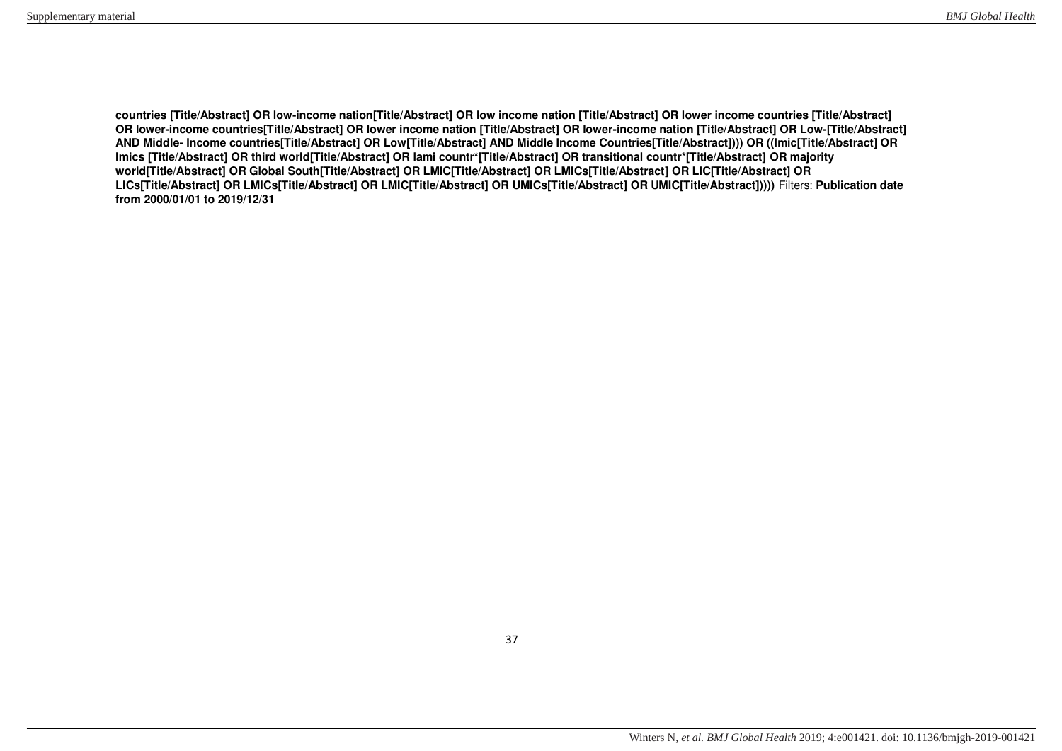**countries [Title/Abstract] OR low-income nation[Title/Abstract] OR low income nation [Title/Abstract] OR lower income countries [Title/Abstract] OR lower-income countries[Title/Abstract] OR lower income nation [Title/Abstract] OR lower-income nation [Title/Abstract] OR Low-[Title/Abstract] AND Middle- Income countries[Title/Abstract] OR Low[Title/Abstract] AND Middle Income Countries[Title/Abstract]))) OR ((lmic[Title/Abstract] OR lmics [Title/Abstract] OR third world[Title/Abstract] OR lami countr*[Title/Abstract] OR transitional countr*[Title/Abstract] OR majority world[Title/Abstract] OR Global South[Title/Abstract] OR LMIC[Title/Abstract] OR LMICs[Title/Abstract] OR LIC[Title/Abstract] OR LICs[Title/Abstract] OR LMICs[Title/Abstract] OR LMIC[Title/Abstract] OR UMICs[Title/Abstract] OR UMIC[Title/Abstract]))))** Filters: **Publication date from 2000/01/01 to 2019/12/31**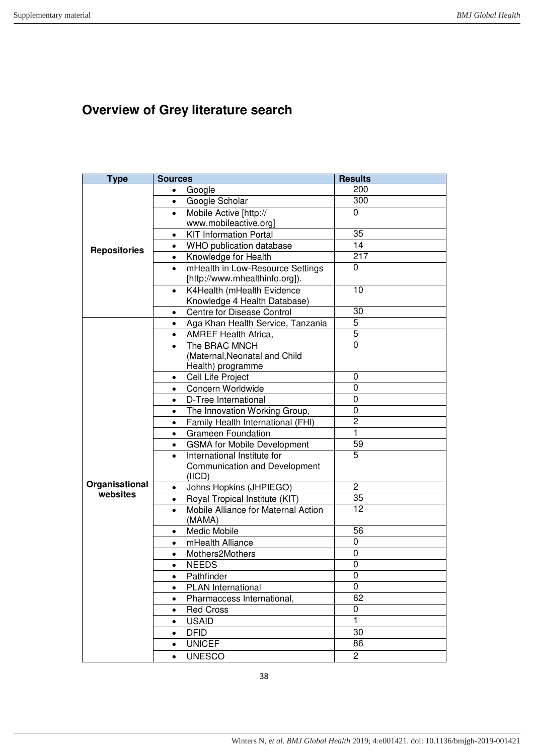## Overview of Grey literature search

| Type | Sources | Results |
| --- | --- | --- |
| Repositories | • Google | 200 |
| | • Google Scholar | 300 |
| | • Mobile Active [http:// www.mobileactive.org] | 0 |
| | • KIT Information Portal | 35 |
| | • WHO publication database | 14 |
| | • Knowledge for Health | 217 |
| | • mHealth in Low-Resource Settings [http://www.mhealthinfo.org]). | 0 |
| | • K4Health (mHealth Evidence Knowledge 4 Health Database) | 10 |
| | • Centre for Disease Control | 30 |
| Organisational websites | • Aga Khan Health Service, Tanzania | 5 |
| | • AMREF Health Africa, | 5 |
| | • The BRAC MNCH (Maternal,Neonatal and Child Health) programme | 0 |
| | • Cell Life Project | 0 |
| | • Concern Worldwide | 0 |
| | • D-Tree International | 0 |
| | • The Innovation Working Group, | 0 |
| | • Family Health International (FHI) | 2 |
| | • Grameen Foundation | 1 |
| | • GSMA for Mobile Development | 59 |
| | • International Institute for Communication and Development (IICD) | 5 |
| | • Johns Hopkins (JHPIEGO) | 2 |
| | • Royal Tropical Institute (KIT) | 35 |
| | • Mobile Alliance for Maternal Action (MAMA) | 12 |
| | • Medic Mobile | 56 |
| | • mHealth Alliance | 0 |
| | • Mothers2Mothers | 0 |
| | • NEEDS | 0 |
| | • Pathfinder | 0 |
| | • PLAN International | 0 |
| | • Pharmaccess International, | 62 |
| | • Red Cross | 0 |
| | • USAID | 1 |
| | • DFID | 30 |
| | • UNICEF | 86 |
| | • UNESCO | 2 |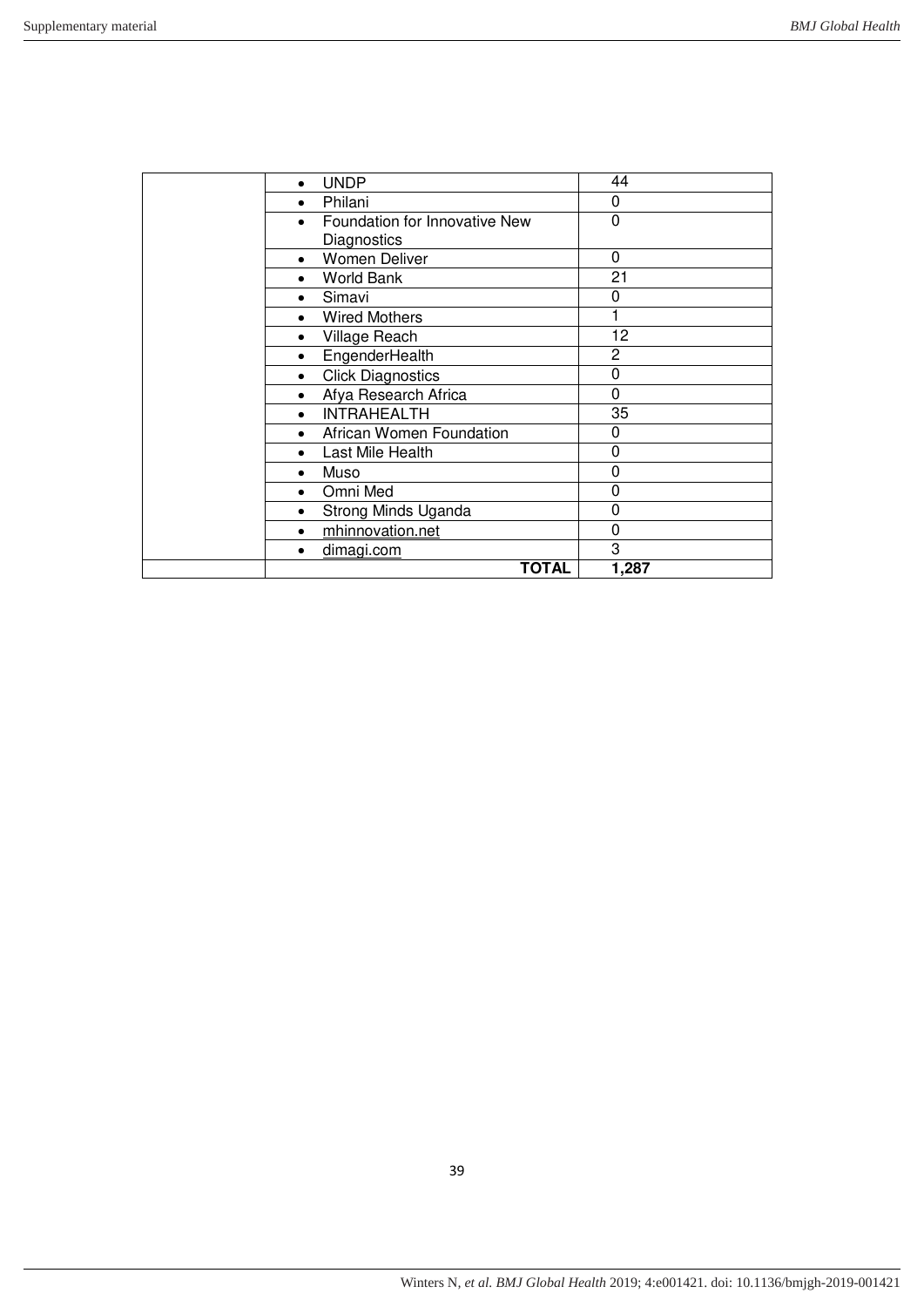| | | |
|---|---|---|
| | • UNDP | 44 |
| | • Philani | 0 |
| | • Foundation for Innovative New Diagnostics | 0 |
| | • Women Deliver | 0 |
| | • World Bank | 21 |
| | • Simavi | 0 |
| | • Wired Mothers | 1 |
| | • Village Reach | 12 |
| | • EngenderHealth | 2 |
| | • Click Diagnostics | 0 |
| | • Afya Research Africa | 0 |
| | • INTRAHEALTH | 35 |
| | • African Women Foundation | 0 |
| | • Last Mile Health | 0 |
| | • Muso | 0 |
| | • Omni Med | 0 |
| | • Strong Minds Uganda | 0 |
| | • mhinnovation.net | 0 |
| | • dimagi.com | 3 |
| | **TOTAL** | **1,287** |